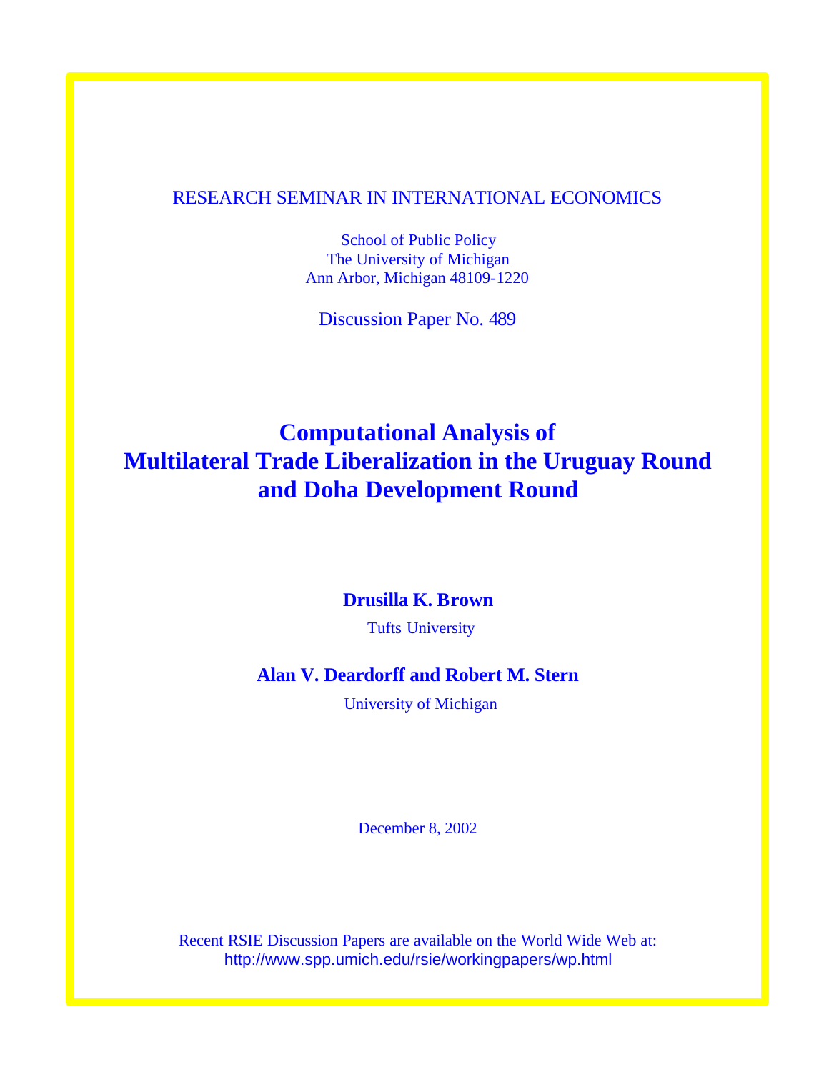RESEARCH SEMINAR IN INTERNATIONAL ECONOMICS

School of Public Policy
The University of Michigan
Ann Arbor, Michigan 48109-1220

Discussion Paper No. 489

# Computational Analysis of Multilateral Trade Liberalization in the Uruguay Round and Doha Development Round

**Drusilla K. Brown**

Tufts University

**Alan V. Deardorff and Robert M. Stern**

University of Michigan

December 8, 2002

Recent RSIE Discussion Papers are available on the World Wide Web at:
http://www.spp.umich.edu/rsie/workingpapers/wp.html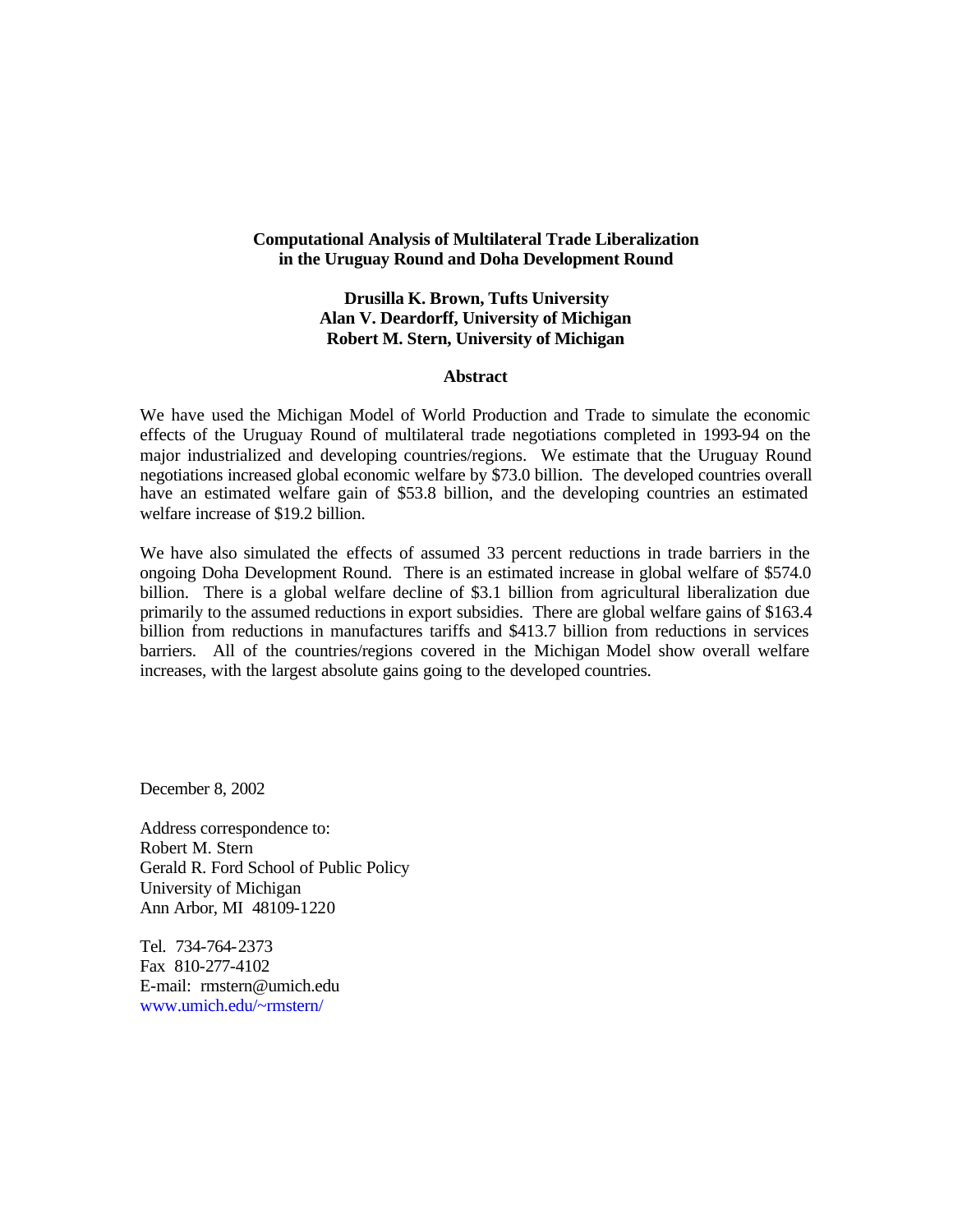**Computational Analysis of Multilateral Trade Liberalization in the Uruguay Round and Doha Development Round**

**Drusilla K. Brown, Tufts University**
**Alan V. Deardorff, University of Michigan**
**Robert M. Stern, University of Michigan**

**Abstract**

We have used the Michigan Model of World Production and Trade to simulate the economic effects of the Uruguay Round of multilateral trade negotiations completed in 1993-94 on the major industrialized and developing countries/regions. We estimate that the Uruguay Round negotiations increased global economic welfare by $73.0 billion. The developed countries overall have an estimated welfare gain of $53.8 billion, and the developing countries an estimated welfare increase of $19.2 billion.

We have also simulated the effects of assumed 33 percent reductions in trade barriers in the ongoing Doha Development Round. There is an estimated increase in global welfare of $574.0 billion. There is a global welfare decline of $3.1 billion from agricultural liberalization due primarily to the assumed reductions in export subsidies. There are global welfare gains of $163.4 billion from reductions in manufactures tariffs and $413.7 billion from reductions in services barriers. All of the countries/regions covered in the Michigan Model show overall welfare increases, with the largest absolute gains going to the developed countries.

December 8, 2002

Address correspondence to:
Robert M. Stern
Gerald R. Ford School of Public Policy
University of Michigan
Ann Arbor, MI 48109-1220

Tel. 734-764-2373
Fax 810-277-4102
E-mail: rmstern@umich.edu
www.umich.edu/~rmstern/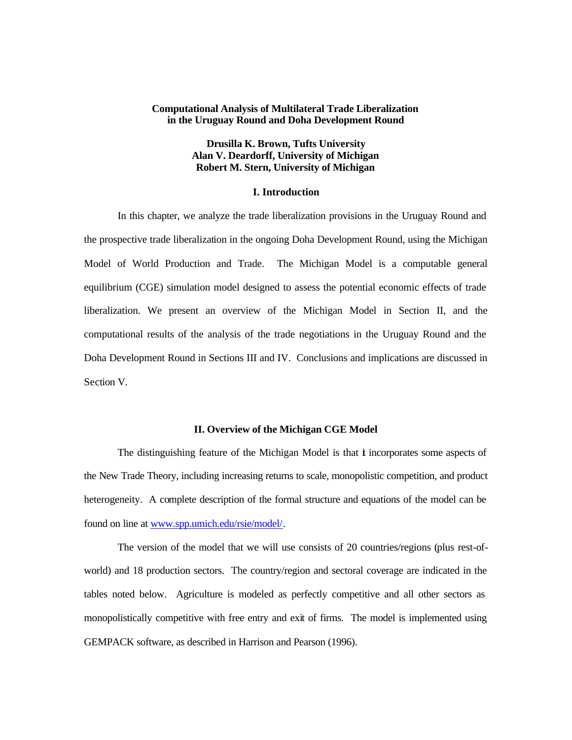**Computational Analysis of Multilateral Trade Liberalization in the Uruguay Round and Doha Development Round**

**Drusilla K. Brown, Tufts University**
**Alan V. Deardorff, University of Michigan**
**Robert M. Stern, University of Michigan**

## I. Introduction

In this chapter, we analyze the trade liberalization provisions in the Uruguay Round and the prospective trade liberalization in the ongoing Doha Development Round, using the Michigan Model of World Production and Trade. The Michigan Model is a computable general equilibrium (CGE) simulation model designed to assess the potential economic effects of trade liberalization. We present an overview of the Michigan Model in Section II, and the computational results of the analysis of the trade negotiations in the Uruguay Round and the Doha Development Round in Sections III and IV. Conclusions and implications are discussed in Section V.

## II. Overview of the Michigan CGE Model

The distinguishing feature of the Michigan Model is that it incorporates some aspects of the New Trade Theory, including increasing returns to scale, monopolistic competition, and product heterogeneity. A complete description of the formal structure and equations of the model can be found on line at www.spp.umich.edu/rsie/model/.

The version of the model that we will use consists of 20 countries/regions (plus rest-of-world) and 18 production sectors. The country/region and sectoral coverage are indicated in the tables noted below. Agriculture is modeled as perfectly competitive and all other sectors as monopolistically competitive with free entry and exit of firms. The model is implemented using GEMPACK software, as described in Harrison and Pearson (1996).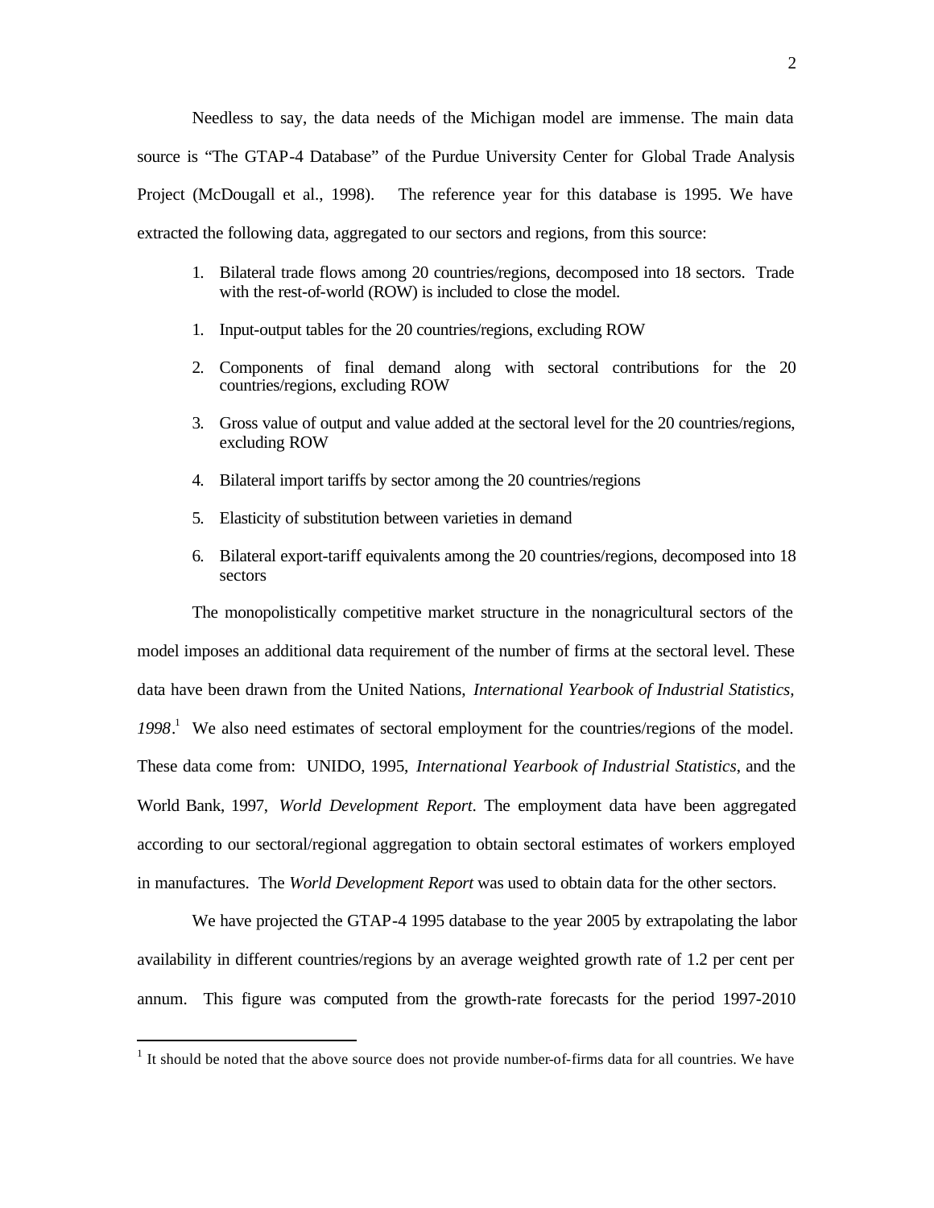Needless to say, the data needs of the Michigan model are immense. The main data source is "The GTAP-4 Database" of the Purdue University Center for Global Trade Analysis Project (McDougall et al., 1998). The reference year for this database is 1995. We have extracted the following data, aggregated to our sectors and regions, from this source:

1. Bilateral trade flows among 20 countries/regions, decomposed into 18 sectors. Trade with the rest-of-world (ROW) is included to close the model.

1. Input-output tables for the 20 countries/regions, excluding ROW

2. Components of final demand along with sectoral contributions for the 20 countries/regions, excluding ROW

3. Gross value of output and value added at the sectoral level for the 20 countries/regions, excluding ROW

4. Bilateral import tariffs by sector among the 20 countries/regions

5. Elasticity of substitution between varieties in demand

6. Bilateral export-tariff equivalents among the 20 countries/regions, decomposed into 18 sectors

The monopolistically competitive market structure in the nonagricultural sectors of the model imposes an additional data requirement of the number of firms at the sectoral level. These data have been drawn from the United Nations, *International Yearbook of Industrial Statistics, 1998*.[1] We also need estimates of sectoral employment for the countries/regions of the model. These data come from: UNIDO, 1995, *International Yearbook of Industrial Statistics*, and the World Bank, 1997, *World Development Report*. The employment data have been aggregated according to our sectoral/regional aggregation to obtain sectoral estimates of workers employed in manufactures. The *World Development Report* was used to obtain data for the other sectors.

We have projected the GTAP-4 1995 database to the year 2005 by extrapolating the labor availability in different countries/regions by an average weighted growth rate of 1.2 per cent per annum. This figure was computed from the growth-rate forecasts for the period 1997-2010

[1] It should be noted that the above source does not provide number-of-firms data for all countries. We have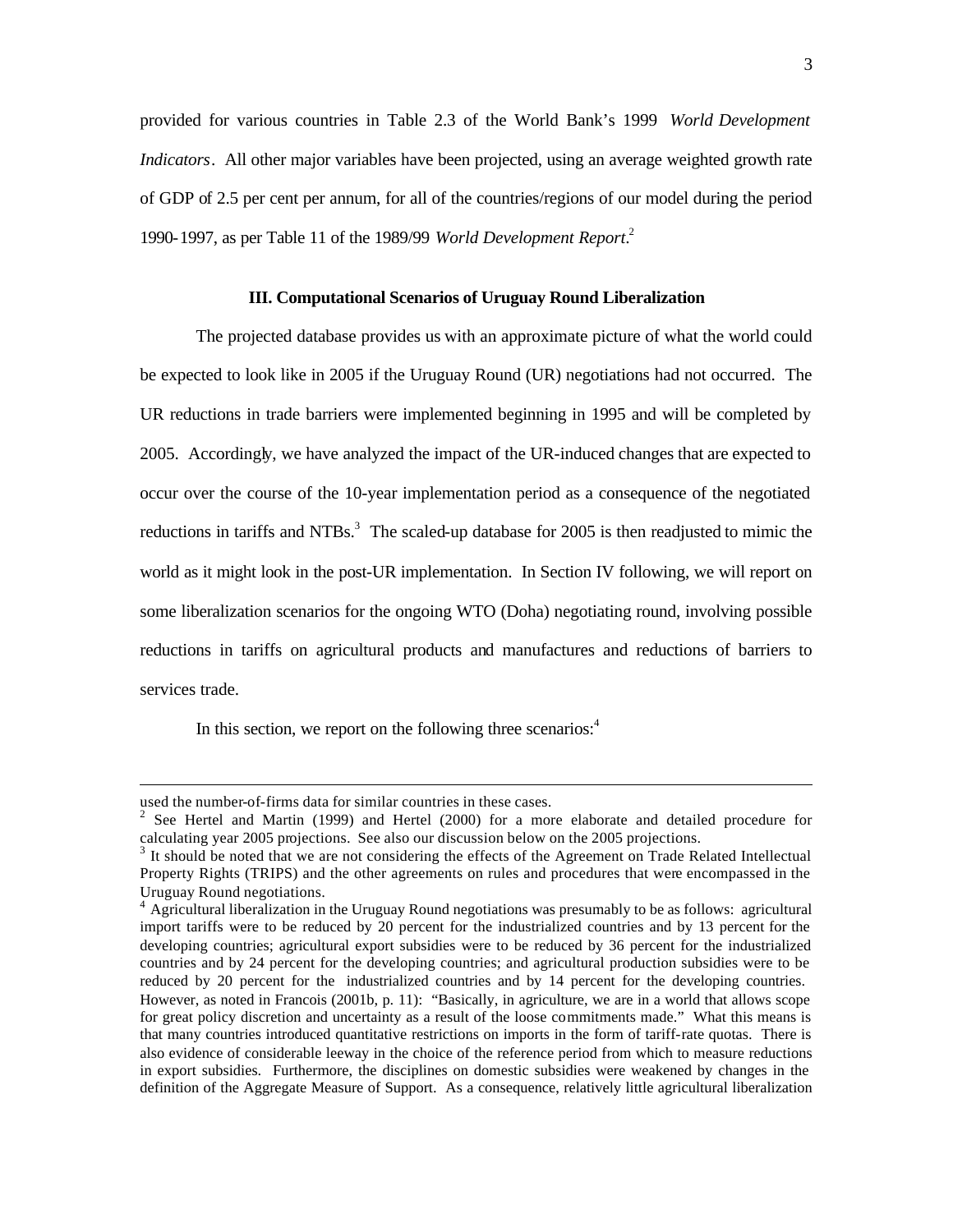provided for various countries in Table 2.3 of the World Bank's 1999 *World Development Indicators*. All other major variables have been projected, using an average weighted growth rate of GDP of 2.5 per cent per annum, for all of the countries/regions of our model during the period 1990-1997, as per Table 11 of the 1989/99 *World Development Report*.[2]

### III. Computational Scenarios of Uruguay Round Liberalization

The projected database provides us with an approximate picture of what the world could be expected to look like in 2005 if the Uruguay Round (UR) negotiations had not occurred. The UR reductions in trade barriers were implemented beginning in 1995 and will be completed by 2005. Accordingly, we have analyzed the impact of the UR-induced changes that are expected to occur over the course of the 10-year implementation period as a consequence of the negotiated reductions in tariffs and NTBs.[3] The scaled-up database for 2005 is then readjusted to mimic the world as it might look in the post-UR implementation. In Section IV following, we will report on some liberalization scenarios for the ongoing WTO (Doha) negotiating round, involving possible reductions in tariffs on agricultural products and manufactures and reductions of barriers to services trade.

In this section, we report on the following three scenarios:[4]

---

used the number-of-firms data for similar countries in these cases.

[2] See Hertel and Martin (1999) and Hertel (2000) for a more elaborate and detailed procedure for calculating year 2005 projections. See also our discussion below on the 2005 projections.

[3] It should be noted that we are not considering the effects of the Agreement on Trade Related Intellectual Property Rights (TRIPS) and the other agreements on rules and procedures that were encompassed in the Uruguay Round negotiations.

[4] Agricultural liberalization in the Uruguay Round negotiations was presumably to be as follows: agricultural import tariffs were to be reduced by 20 percent for the industrialized countries and by 13 percent for the developing countries; agricultural export subsidies were to be reduced by 36 percent for the industrialized countries and by 24 percent for the developing countries; and agricultural production subsidies were to be reduced by 20 percent for the industrialized countries and by 14 percent for the developing countries. However, as noted in Francois (2001b, p. 11): "Basically, in agriculture, we are in a world that allows scope for great policy discretion and uncertainty as a result of the loose commitments made." What this means is that many countries introduced quantitative restrictions on imports in the form of tariff-rate quotas. There is also evidence of considerable leeway in the choice of the reference period from which to measure reductions in export subsidies. Furthermore, the disciplines on domestic subsidies were weakened by changes in the definition of the Aggregate Measure of Support. As a consequence, relatively little agricultural liberalization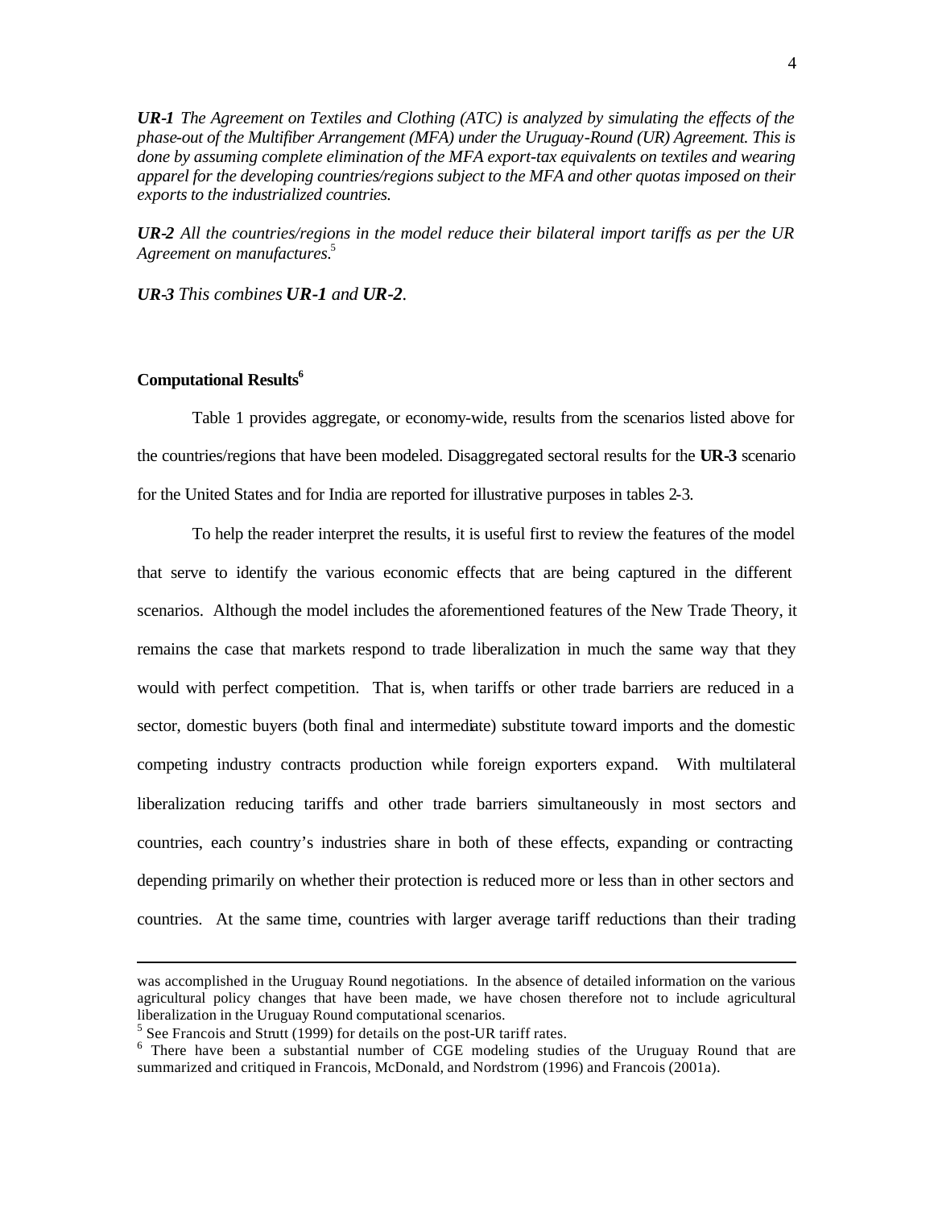***UR-1*** *The Agreement on Textiles and Clothing (ATC) is analyzed by simulating the effects of the phase-out of the Multifiber Arrangement (MFA) under the Uruguay-Round (UR) Agreement. This is done by assuming complete elimination of the MFA export-tax equivalents on textiles and wearing apparel for the developing countries/regions subject to the MFA and other quotas imposed on their exports to the industrialized countries.*

***UR-2*** *All the countries/regions in the model reduce their bilateral import tariffs as per the UR Agreement on manufactures.*[5]

***UR-3*** *This combines* ***UR-1*** *and* ***UR-2****.*

**Computational Results**[6]

Table 1 provides aggregate, or economy-wide, results from the scenarios listed above for the countries/regions that have been modeled. Disaggregated sectoral results for the **UR-3** scenario for the United States and for India are reported for illustrative purposes in tables 2-3.

To help the reader interpret the results, it is useful first to review the features of the model that serve to identify the various economic effects that are being captured in the different scenarios. Although the model includes the aforementioned features of the New Trade Theory, it remains the case that markets respond to trade liberalization in much the same way that they would with perfect competition. That is, when tariffs or other trade barriers are reduced in a sector, domestic buyers (both final and intermediate) substitute toward imports and the domestic competing industry contracts production while foreign exporters expand. With multilateral liberalization reducing tariffs and other trade barriers simultaneously in most sectors and countries, each country's industries share in both of these effects, expanding or contracting depending primarily on whether their protection is reduced more or less than in other sectors and countries. At the same time, countries with larger average tariff reductions than their trading

---

was accomplished in the Uruguay Round negotiations. In the absence of detailed information on the various agricultural policy changes that have been made, we have chosen therefore not to include agricultural liberalization in the Uruguay Round computational scenarios.

[5] See Francois and Strutt (1999) for details on the post-UR tariff rates.

[6] There have been a substantial number of CGE modeling studies of the Uruguay Round that are summarized and critiqued in Francois, McDonald, and Nordstrom (1996) and Francois (2001a).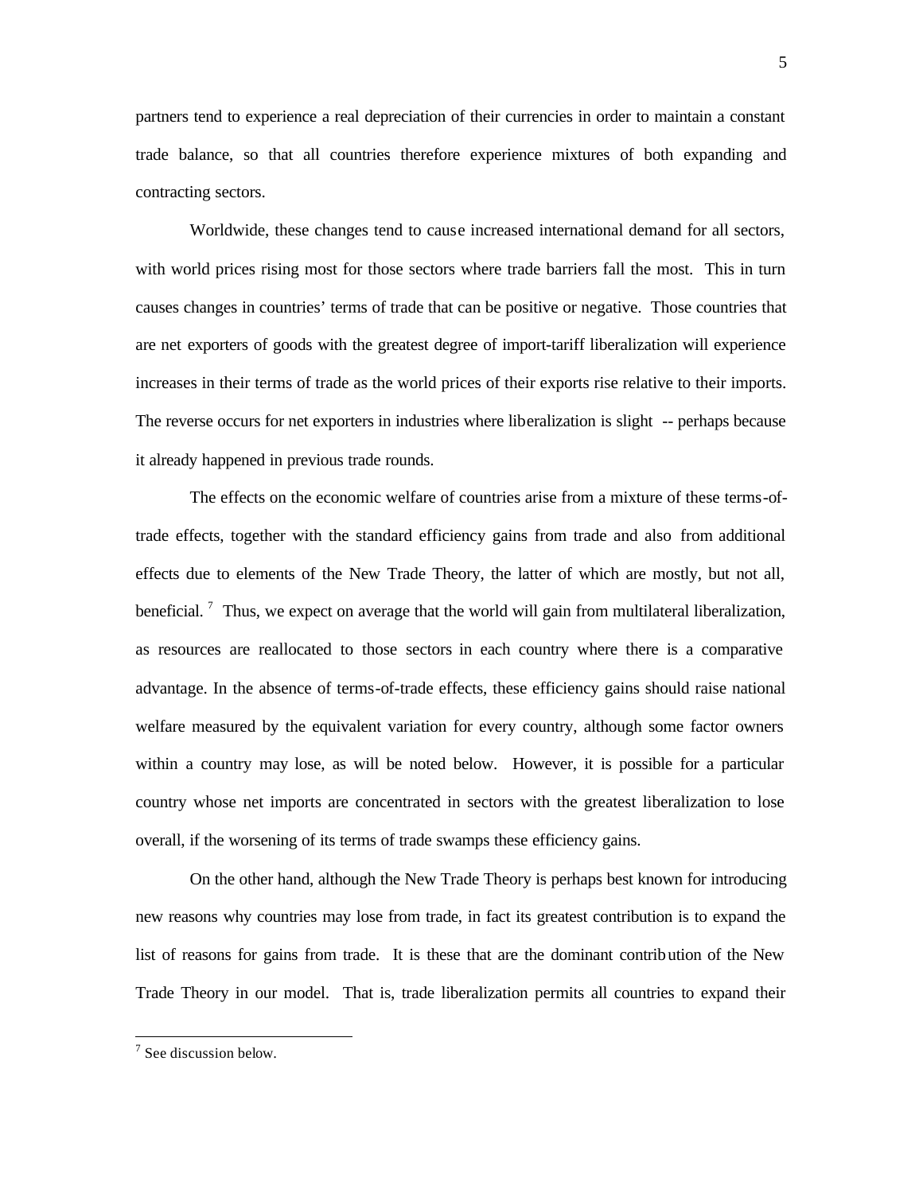partners tend to experience a real depreciation of their currencies in order to maintain a constant trade balance, so that all countries therefore experience mixtures of both expanding and contracting sectors.

Worldwide, these changes tend to cause increased international demand for all sectors, with world prices rising most for those sectors where trade barriers fall the most. This in turn causes changes in countries' terms of trade that can be positive or negative. Those countries that are net exporters of goods with the greatest degree of import-tariff liberalization will experience increases in their terms of trade as the world prices of their exports rise relative to their imports. The reverse occurs for net exporters in industries where liberalization is slight -- perhaps because it already happened in previous trade rounds.

The effects on the economic welfare of countries arise from a mixture of these terms-of-trade effects, together with the standard efficiency gains from trade and also from additional effects due to elements of the New Trade Theory, the latter of which are mostly, but not all, beneficial.[7] Thus, we expect on average that the world will gain from multilateral liberalization, as resources are reallocated to those sectors in each country where there is a comparative advantage. In the absence of terms-of-trade effects, these efficiency gains should raise national welfare measured by the equivalent variation for every country, although some factor owners within a country may lose, as will be noted below. However, it is possible for a particular country whose net imports are concentrated in sectors with the greatest liberalization to lose overall, if the worsening of its terms of trade swamps these efficiency gains.

On the other hand, although the New Trade Theory is perhaps best known for introducing new reasons why countries may lose from trade, in fact its greatest contribution is to expand the list of reasons for gains from trade. It is these that are the dominant contribution of the New Trade Theory in our model. That is, trade liberalization permits all countries to expand their

[7] See discussion below.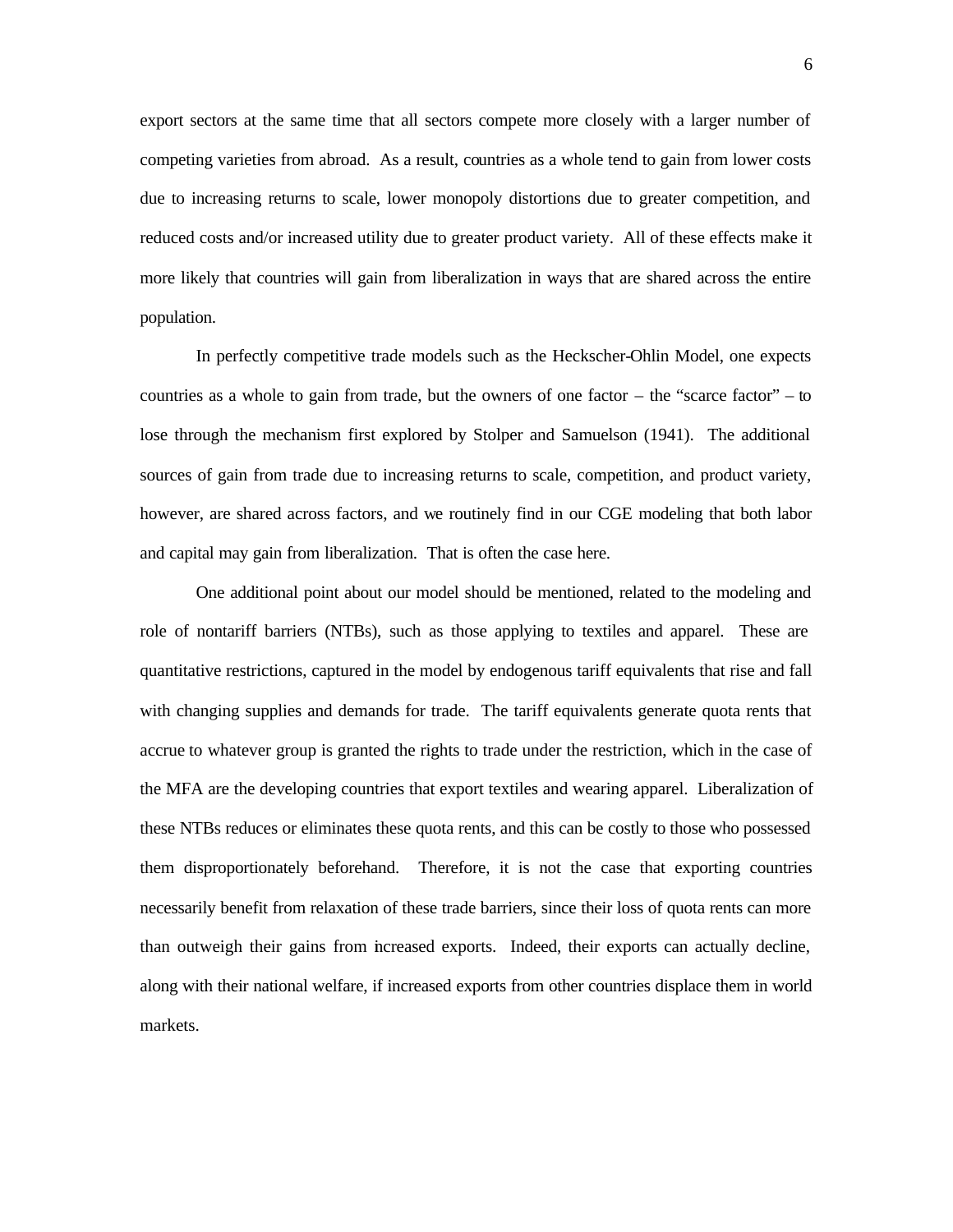export sectors at the same time that all sectors compete more closely with a larger number of competing varieties from abroad. As a result, countries as a whole tend to gain from lower costs due to increasing returns to scale, lower monopoly distortions due to greater competition, and reduced costs and/or increased utility due to greater product variety. All of these effects make it more likely that countries will gain from liberalization in ways that are shared across the entire population.

In perfectly competitive trade models such as the Heckscher-Ohlin Model, one expects countries as a whole to gain from trade, but the owners of one factor – the "scarce factor" – to lose through the mechanism first explored by Stolper and Samuelson (1941). The additional sources of gain from trade due to increasing returns to scale, competition, and product variety, however, are shared across factors, and we routinely find in our CGE modeling that both labor and capital may gain from liberalization. That is often the case here.

One additional point about our model should be mentioned, related to the modeling and role of nontariff barriers (NTBs), such as those applying to textiles and apparel. These are quantitative restrictions, captured in the model by endogenous tariff equivalents that rise and fall with changing supplies and demands for trade. The tariff equivalents generate quota rents that accrue to whatever group is granted the rights to trade under the restriction, which in the case of the MFA are the developing countries that export textiles and wearing apparel. Liberalization of these NTBs reduces or eliminates these quota rents, and this can be costly to those who possessed them disproportionately beforehand. Therefore, it is not the case that exporting countries necessarily benefit from relaxation of these trade barriers, since their loss of quota rents can more than outweigh their gains from increased exports. Indeed, their exports can actually decline, along with their national welfare, if increased exports from other countries displace them in world markets.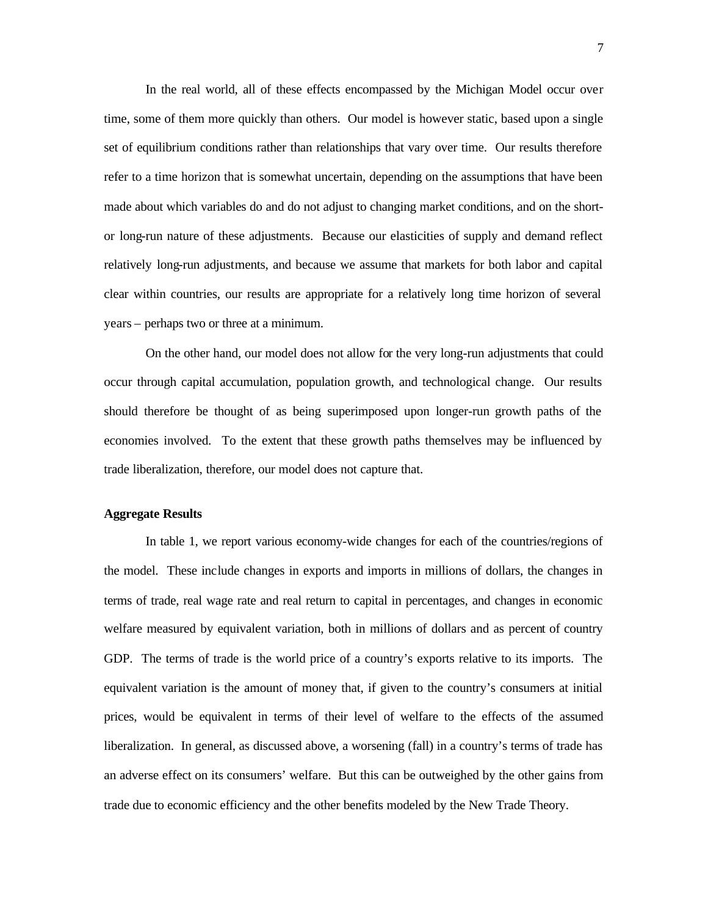In the real world, all of these effects encompassed by the Michigan Model occur over time, some of them more quickly than others. Our model is however static, based upon a single set of equilibrium conditions rather than relationships that vary over time. Our results therefore refer to a time horizon that is somewhat uncertain, depending on the assumptions that have been made about which variables do and do not adjust to changing market conditions, and on the short- or long-run nature of these adjustments. Because our elasticities of supply and demand reflect relatively long-run adjustments, and because we assume that markets for both labor and capital clear within countries, our results are appropriate for a relatively long time horizon of several years – perhaps two or three at a minimum.

On the other hand, our model does not allow for the very long-run adjustments that could occur through capital accumulation, population growth, and technological change. Our results should therefore be thought of as being superimposed upon longer-run growth paths of the economies involved. To the extent that these growth paths themselves may be influenced by trade liberalization, therefore, our model does not capture that.

**Aggregate Results**

In table 1, we report various economy-wide changes for each of the countries/regions of the model. These include changes in exports and imports in millions of dollars, the changes in terms of trade, real wage rate and real return to capital in percentages, and changes in economic welfare measured by equivalent variation, both in millions of dollars and as percent of country GDP. The terms of trade is the world price of a country's exports relative to its imports. The equivalent variation is the amount of money that, if given to the country's consumers at initial prices, would be equivalent in terms of their level of welfare to the effects of the assumed liberalization. In general, as discussed above, a worsening (fall) in a country's terms of trade has an adverse effect on its consumers' welfare. But this can be outweighed by the other gains from trade due to economic efficiency and the other benefits modeled by the New Trade Theory.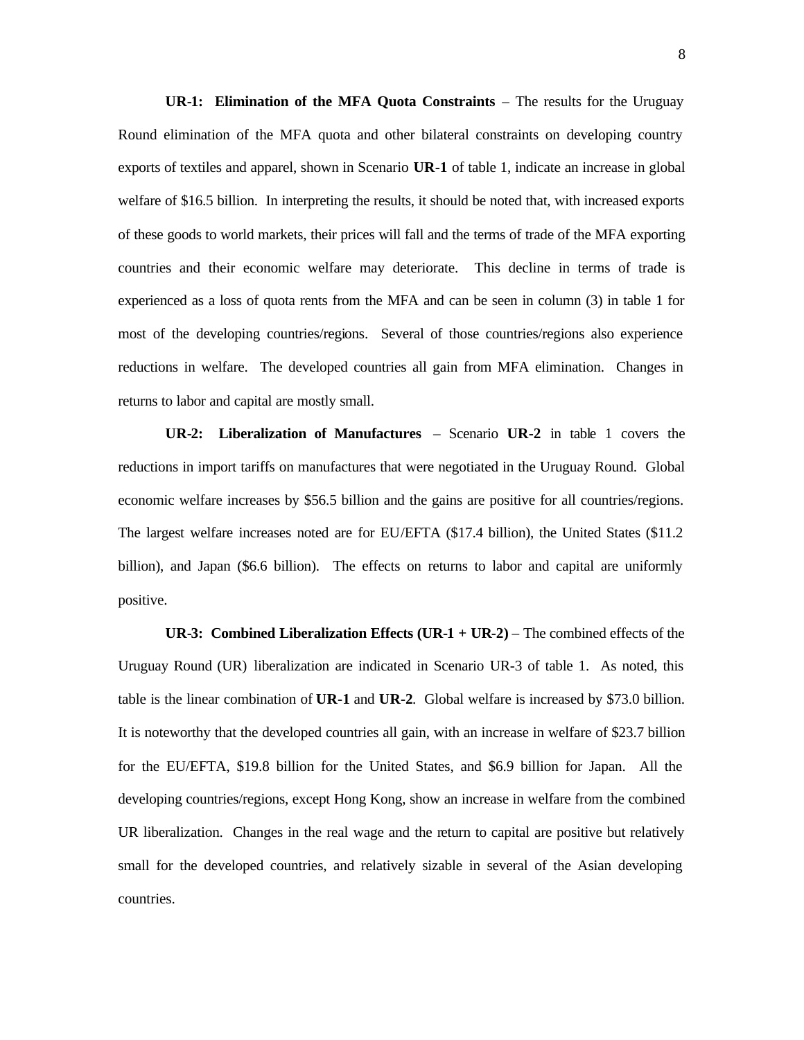**UR-1: Elimination of the MFA Quota Constraints** – The results for the Uruguay Round elimination of the MFA quota and other bilateral constraints on developing country exports of textiles and apparel, shown in Scenario **UR-1** of table 1, indicate an increase in global welfare of $16.5 billion. In interpreting the results, it should be noted that, with increased exports of these goods to world markets, their prices will fall and the terms of trade of the MFA exporting countries and their economic welfare may deteriorate. This decline in terms of trade is experienced as a loss of quota rents from the MFA and can be seen in column (3) in table 1 for most of the developing countries/regions. Several of those countries/regions also experience reductions in welfare. The developed countries all gain from MFA elimination. Changes in returns to labor and capital are mostly small.

**UR-2: Liberalization of Manufactures** – Scenario **UR-2** in table 1 covers the reductions in import tariffs on manufactures that were negotiated in the Uruguay Round. Global economic welfare increases by $56.5 billion and the gains are positive for all countries/regions. The largest welfare increases noted are for EU/EFTA ($17.4 billion), the United States ($11.2 billion), and Japan ($6.6 billion). The effects on returns to labor and capital are uniformly positive.

**UR-3: Combined Liberalization Effects (UR-1 + UR-2)** – The combined effects of the Uruguay Round (UR) liberalization are indicated in Scenario UR-3 of table 1. As noted, this table is the linear combination of **UR-1** and **UR-2**. Global welfare is increased by $73.0 billion. It is noteworthy that the developed countries all gain, with an increase in welfare of $23.7 billion for the EU/EFTA, $19.8 billion for the United States, and $6.9 billion for Japan. All the developing countries/regions, except Hong Kong, show an increase in welfare from the combined UR liberalization. Changes in the real wage and the return to capital are positive but relatively small for the developed countries, and relatively sizable in several of the Asian developing countries.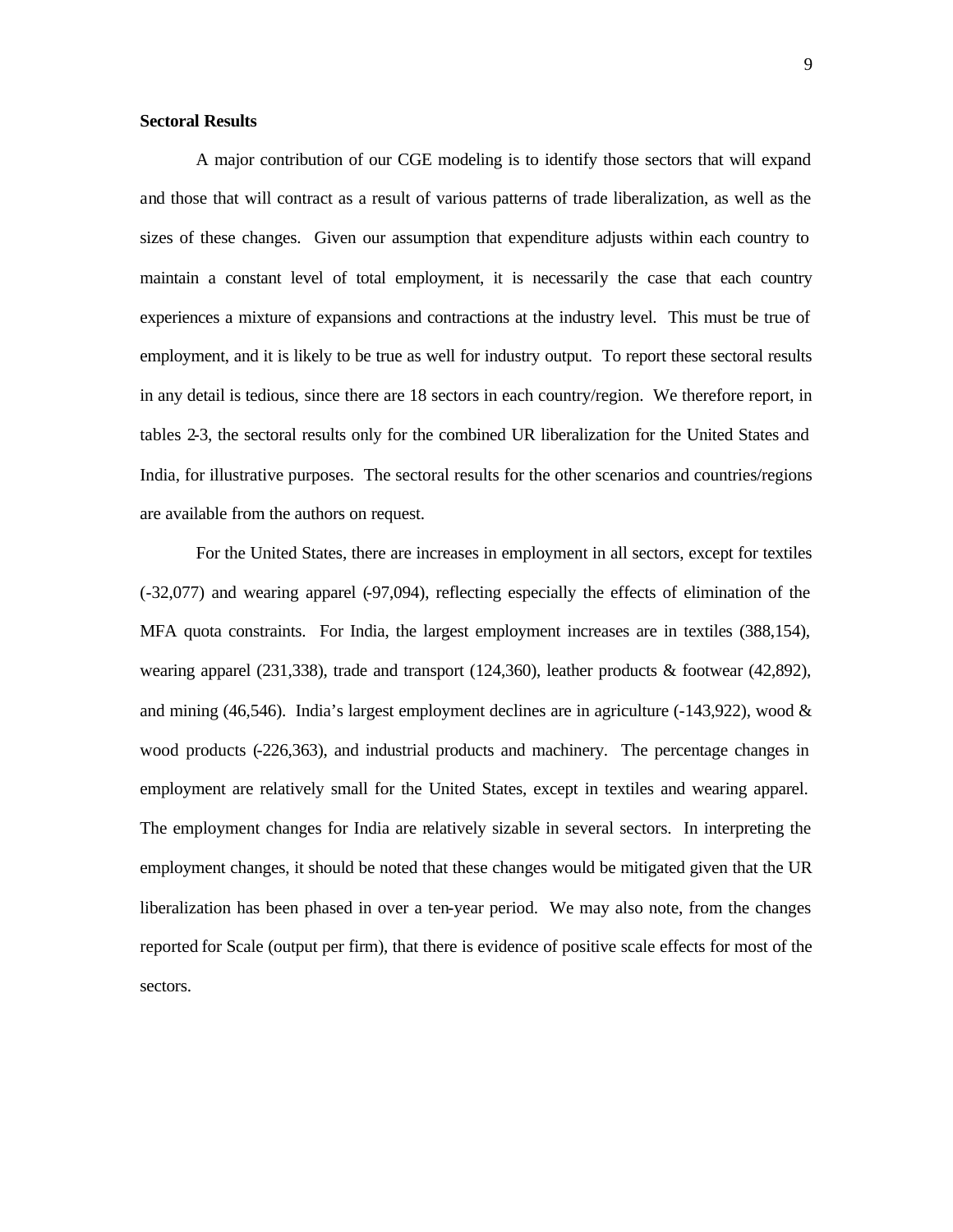**Sectoral Results**

A major contribution of our CGE modeling is to identify those sectors that will expand and those that will contract as a result of various patterns of trade liberalization, as well as the sizes of these changes. Given our assumption that expenditure adjusts within each country to maintain a constant level of total employment, it is necessarily the case that each country experiences a mixture of expansions and contractions at the industry level. This must be true of employment, and it is likely to be true as well for industry output. To report these sectoral results in any detail is tedious, since there are 18 sectors in each country/region. We therefore report, in tables 2-3, the sectoral results only for the combined UR liberalization for the United States and India, for illustrative purposes. The sectoral results for the other scenarios and countries/regions are available from the authors on request.

For the United States, there are increases in employment in all sectors, except for textiles (-32,077) and wearing apparel (-97,094), reflecting especially the effects of elimination of the MFA quota constraints. For India, the largest employment increases are in textiles (388,154), wearing apparel (231,338), trade and transport (124,360), leather products & footwear (42,892), and mining (46,546). India's largest employment declines are in agriculture (-143,922), wood & wood products (-226,363), and industrial products and machinery. The percentage changes in employment are relatively small for the United States, except in textiles and wearing apparel. The employment changes for India are relatively sizable in several sectors. In interpreting the employment changes, it should be noted that these changes would be mitigated given that the UR liberalization has been phased in over a ten-year period. We may also note, from the changes reported for Scale (output per firm), that there is evidence of positive scale effects for most of the sectors.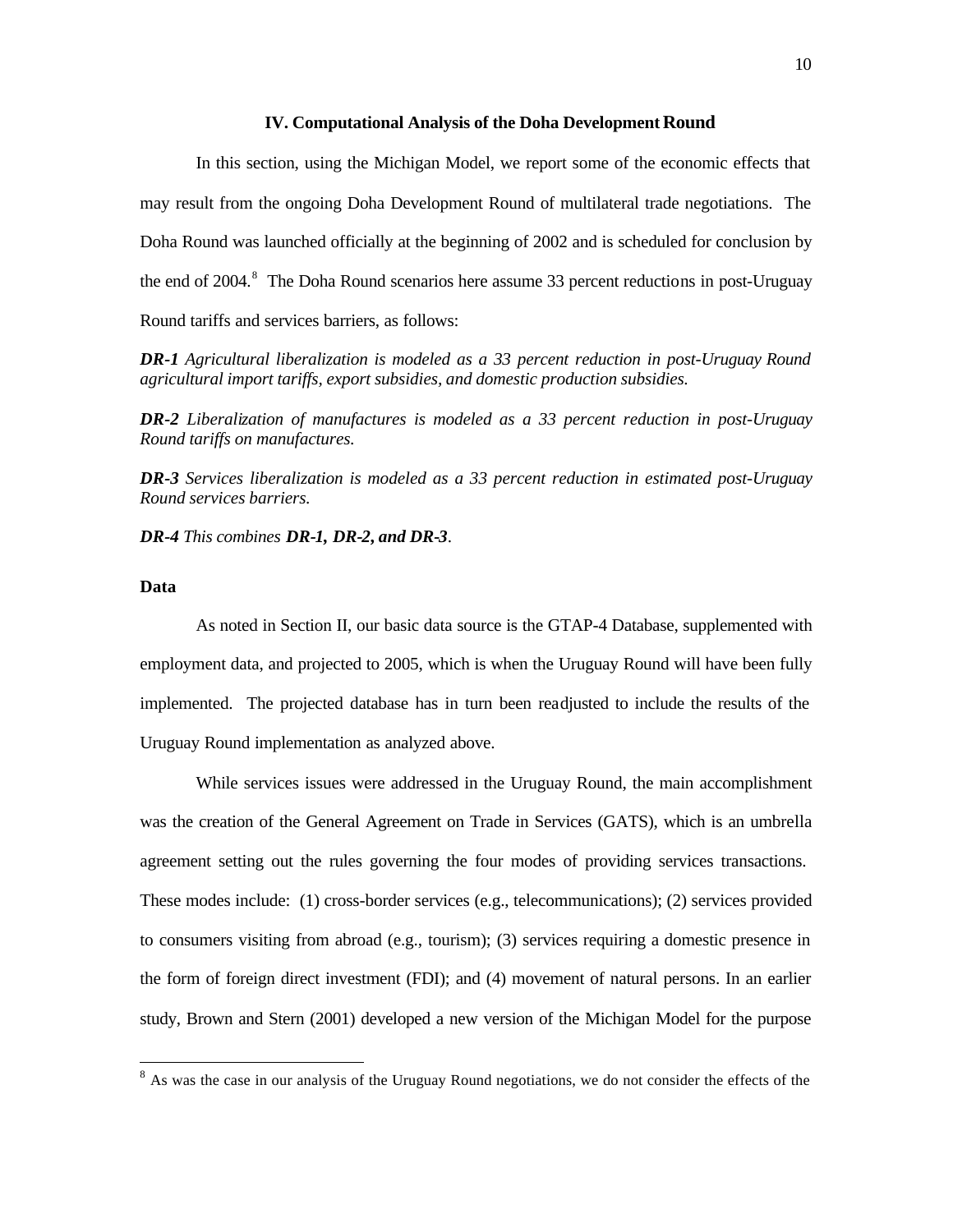## IV. Computational Analysis of the Doha Development Round

In this section, using the Michigan Model, we report some of the economic effects that may result from the ongoing Doha Development Round of multilateral trade negotiations. The Doha Round was launched officially at the beginning of 2002 and is scheduled for conclusion by the end of 2004.[8] The Doha Round scenarios here assume 33 percent reductions in post-Uruguay Round tariffs and services barriers, as follows:

***DR-1*** *Agricultural liberalization is modeled as a 33 percent reduction in post-Uruguay Round agricultural import tariffs, export subsidies, and domestic production subsidies.*

***DR-2*** *Liberalization of manufactures is modeled as a 33 percent reduction in post-Uruguay Round tariffs on manufactures.*

***DR-3*** *Services liberalization is modeled as a 33 percent reduction in estimated post-Uruguay Round services barriers.*

***DR-4*** *This combines* ***DR-1, DR-2, and DR-3****.*

### Data

As noted in Section II, our basic data source is the GTAP-4 Database, supplemented with employment data, and projected to 2005, which is when the Uruguay Round will have been fully implemented. The projected database has in turn been readjusted to include the results of the Uruguay Round implementation as analyzed above.

While services issues were addressed in the Uruguay Round, the main accomplishment was the creation of the General Agreement on Trade in Services (GATS), which is an umbrella agreement setting out the rules governing the four modes of providing services transactions. These modes include: (1) cross-border services (e.g., telecommunications); (2) services provided to consumers visiting from abroad (e.g., tourism); (3) services requiring a domestic presence in the form of foreign direct investment (FDI); and (4) movement of natural persons. In an earlier study, Brown and Stern (2001) developed a new version of the Michigan Model for the purpose

---

[8] As was the case in our analysis of the Uruguay Round negotiations, we do not consider the effects of the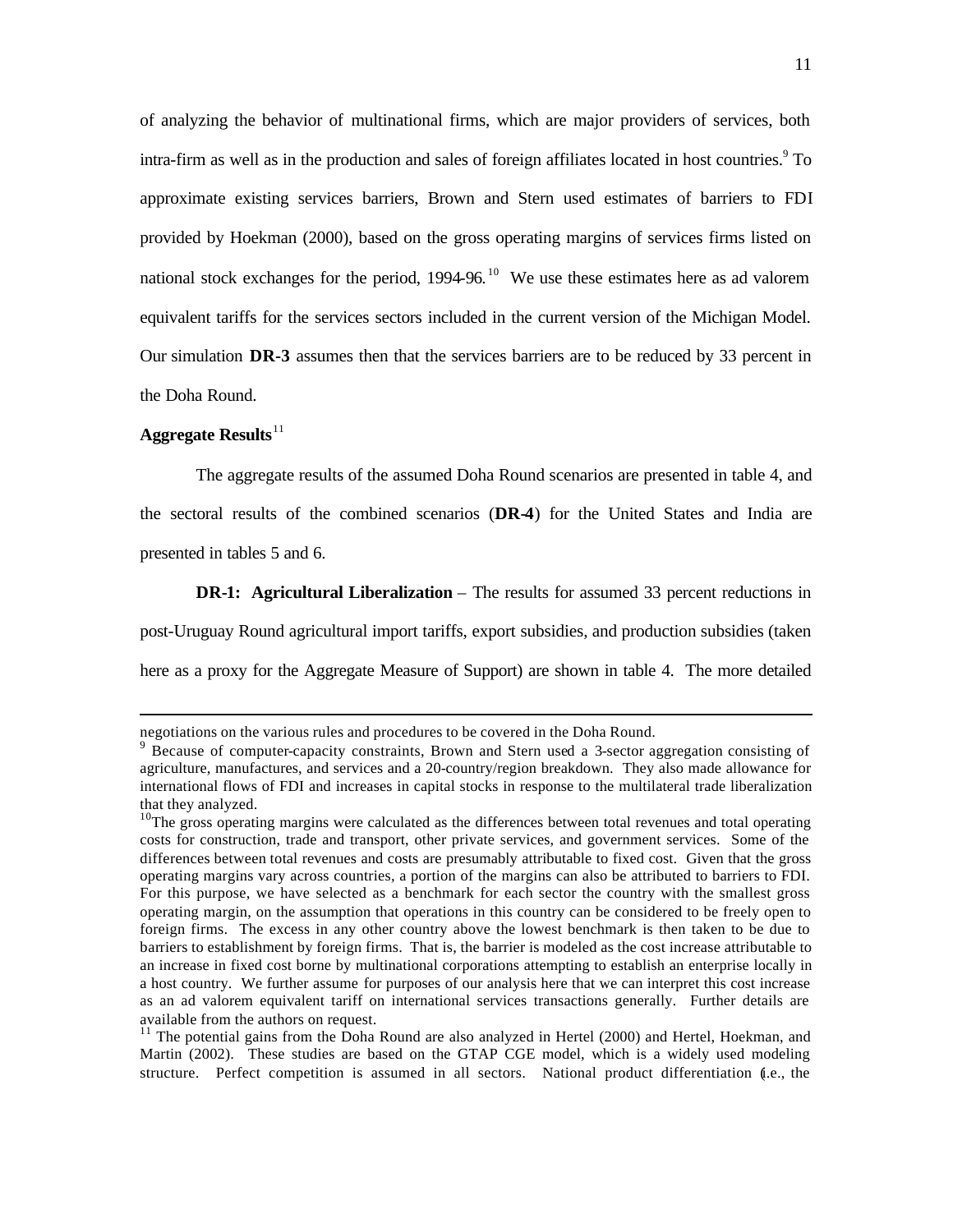of analyzing the behavior of multinational firms, which are major providers of services, both intra-firm as well as in the production and sales of foreign affiliates located in host countries.[9] To approximate existing services barriers, Brown and Stern used estimates of barriers to FDI provided by Hoekman (2000), based on the gross operating margins of services firms listed on national stock exchanges for the period, 1994-96.[10] We use these estimates here as ad valorem equivalent tariffs for the services sectors included in the current version of the Michigan Model. Our simulation **DR-3** assumes then that the services barriers are to be reduced by 33 percent in the Doha Round.

**Aggregate Results**[11]

The aggregate results of the assumed Doha Round scenarios are presented in table 4, and the sectoral results of the combined scenarios (**DR-4**) for the United States and India are presented in tables 5 and 6.

**DR-1: Agricultural Liberalization** – The results for assumed 33 percent reductions in post-Uruguay Round agricultural import tariffs, export subsidies, and production subsidies (taken here as a proxy for the Aggregate Measure of Support) are shown in table 4. The more detailed

---

negotiations on the various rules and procedures to be covered in the Doha Round.

[9] Because of computer-capacity constraints, Brown and Stern used a 3-sector aggregation consisting of agriculture, manufactures, and services and a 20-country/region breakdown. They also made allowance for international flows of FDI and increases in capital stocks in response to the multilateral trade liberalization that they analyzed.

[10] The gross operating margins were calculated as the differences between total revenues and total operating costs for construction, trade and transport, other private services, and government services. Some of the differences between total revenues and costs are presumably attributable to fixed cost. Given that the gross operating margins vary across countries, a portion of the margins can also be attributed to barriers to FDI. For this purpose, we have selected as a benchmark for each sector the country with the smallest gross operating margin, on the assumption that operations in this country can be considered to be freely open to foreign firms. The excess in any other country above the lowest benchmark is then taken to be due to barriers to establishment by foreign firms. That is, the barrier is modeled as the cost increase attributable to an increase in fixed cost borne by multinational corporations attempting to establish an enterprise locally in a host country. We further assume for purposes of our analysis here that we can interpret this cost increase as an ad valorem equivalent tariff on international services transactions generally. Further details are available from the authors on request.

[11] The potential gains from the Doha Round are also analyzed in Hertel (2000) and Hertel, Hoekman, and Martin (2002). These studies are based on the GTAP CGE model, which is a widely used modeling structure. Perfect competition is assumed in all sectors. National product differentiation (i.e., the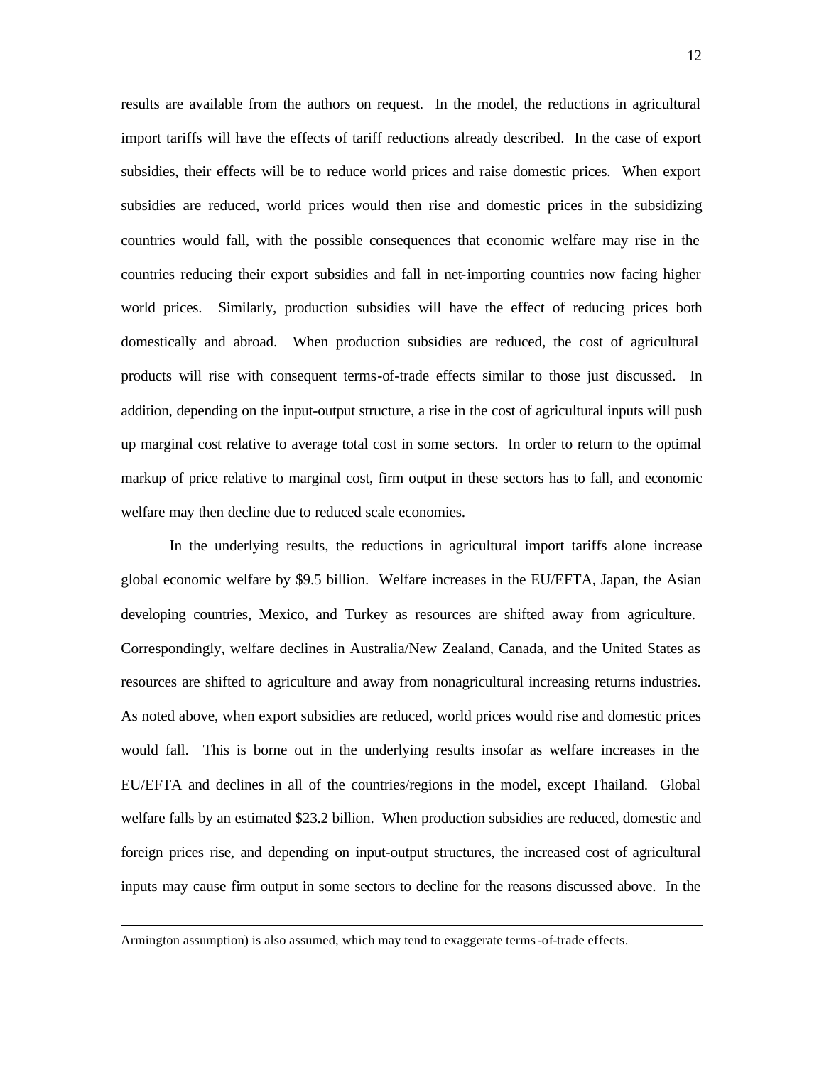results are available from the authors on request. In the model, the reductions in agricultural import tariffs will have the effects of tariff reductions already described. In the case of export subsidies, their effects will be to reduce world prices and raise domestic prices. When export subsidies are reduced, world prices would then rise and domestic prices in the subsidizing countries would fall, with the possible consequences that economic welfare may rise in the countries reducing their export subsidies and fall in net-importing countries now facing higher world prices. Similarly, production subsidies will have the effect of reducing prices both domestically and abroad. When production subsidies are reduced, the cost of agricultural products will rise with consequent terms-of-trade effects similar to those just discussed. In addition, depending on the input-output structure, a rise in the cost of agricultural inputs will push up marginal cost relative to average total cost in some sectors. In order to return to the optimal markup of price relative to marginal cost, firm output in these sectors has to fall, and economic welfare may then decline due to reduced scale economies.

In the underlying results, the reductions in agricultural import tariffs alone increase global economic welfare by $9.5 billion. Welfare increases in the EU/EFTA, Japan, the Asian developing countries, Mexico, and Turkey as resources are shifted away from agriculture. Correspondingly, welfare declines in Australia/New Zealand, Canada, and the United States as resources are shifted to agriculture and away from nonagricultural increasing returns industries. As noted above, when export subsidies are reduced, world prices would rise and domestic prices would fall. This is borne out in the underlying results insofar as welfare increases in the EU/EFTA and declines in all of the countries/regions in the model, except Thailand. Global welfare falls by an estimated $23.2 billion. When production subsidies are reduced, domestic and foreign prices rise, and depending on input-output structures, the increased cost of agricultural inputs may cause firm output in some sectors to decline for the reasons discussed above. In the

---

Armington assumption) is also assumed, which may tend to exaggerate terms-of-trade effects.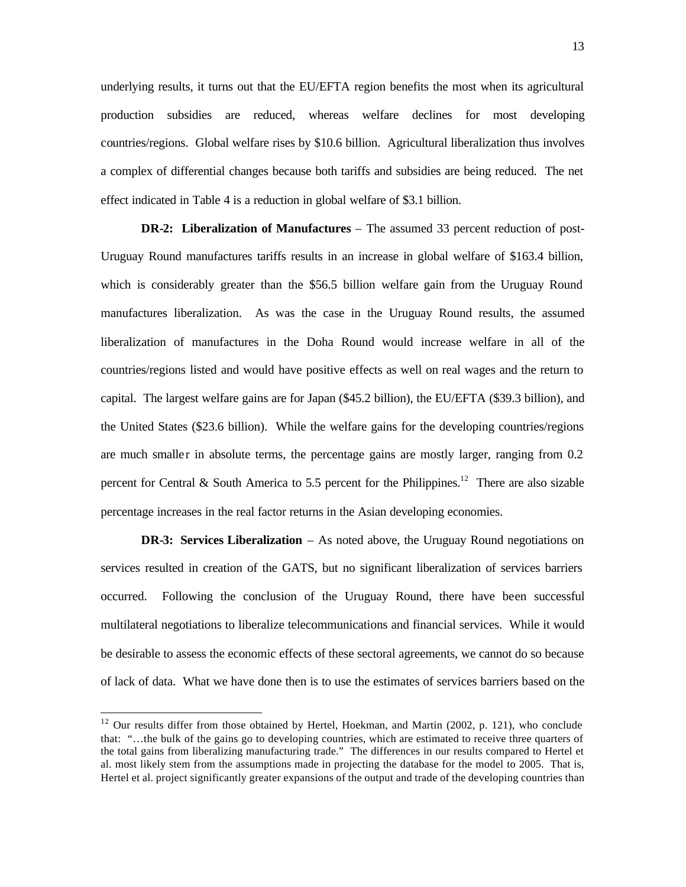underlying results, it turns out that the EU/EFTA region benefits the most when its agricultural production subsidies are reduced, whereas welfare declines for most developing countries/regions. Global welfare rises by $10.6 billion. Agricultural liberalization thus involves a complex of differential changes because both tariffs and subsidies are being reduced. The net effect indicated in Table 4 is a reduction in global welfare of $3.1 billion.

**DR-2: Liberalization of Manufactures** – The assumed 33 percent reduction of post-Uruguay Round manufactures tariffs results in an increase in global welfare of $163.4 billion, which is considerably greater than the $56.5 billion welfare gain from the Uruguay Round manufactures liberalization. As was the case in the Uruguay Round results, the assumed liberalization of manufactures in the Doha Round would increase welfare in all of the countries/regions listed and would have positive effects as well on real wages and the return to capital. The largest welfare gains are for Japan ($45.2 billion), the EU/EFTA ($39.3 billion), and the United States ($23.6 billion). While the welfare gains for the developing countries/regions are much smaller in absolute terms, the percentage gains are mostly larger, ranging from 0.2 percent for Central & South America to 5.5 percent for the Philippines.[12] There are also sizable percentage increases in the real factor returns in the Asian developing economies.

**DR-3: Services Liberalization** – As noted above, the Uruguay Round negotiations on services resulted in creation of the GATS, but no significant liberalization of services barriers occurred. Following the conclusion of the Uruguay Round, there have been successful multilateral negotiations to liberalize telecommunications and financial services. While it would be desirable to assess the economic effects of these sectoral agreements, we cannot do so because of lack of data. What we have done then is to use the estimates of services barriers based on the

---

[12] Our results differ from those obtained by Hertel, Hoekman, and Martin (2002, p. 121), who conclude that: "…the bulk of the gains go to developing countries, which are estimated to receive three quarters of the total gains from liberalizing manufacturing trade." The differences in our results compared to Hertel et al. most likely stem from the assumptions made in projecting the database for the model to 2005. That is, Hertel et al. project significantly greater expansions of the output and trade of the developing countries than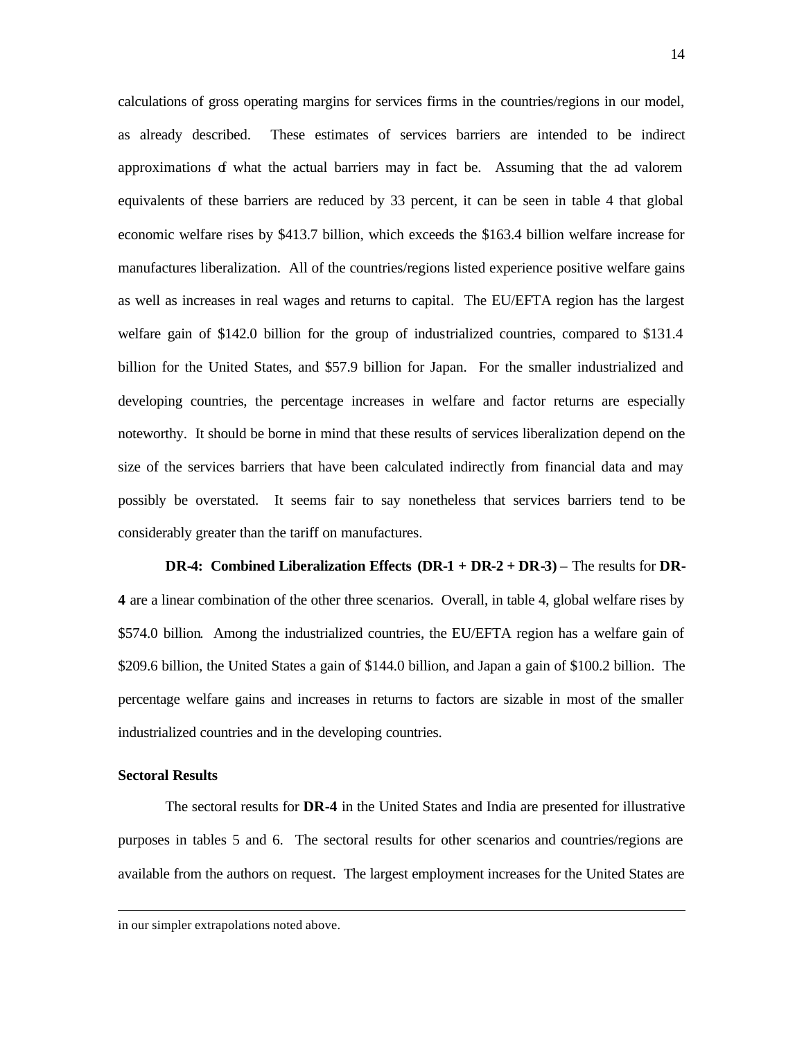calculations of gross operating margins for services firms in the countries/regions in our model, as already described. These estimates of services barriers are intended to be indirect approximations of what the actual barriers may in fact be. Assuming that the ad valorem equivalents of these barriers are reduced by 33 percent, it can be seen in table 4 that global economic welfare rises by $413.7 billion, which exceeds the $163.4 billion welfare increase for manufactures liberalization. All of the countries/regions listed experience positive welfare gains as well as increases in real wages and returns to capital. The EU/EFTA region has the largest welfare gain of $142.0 billion for the group of industrialized countries, compared to $131.4 billion for the United States, and $57.9 billion for Japan. For the smaller industrialized and developing countries, the percentage increases in welfare and factor returns are especially noteworthy. It should be borne in mind that these results of services liberalization depend on the size of the services barriers that have been calculated indirectly from financial data and may possibly be overstated. It seems fair to say nonetheless that services barriers tend to be considerably greater than the tariff on manufactures.

**DR-4: Combined Liberalization Effects (DR-1 + DR-2 + DR-3)** – The results for **DR-4** are a linear combination of the other three scenarios. Overall, in table 4, global welfare rises by $574.0 billion. Among the industrialized countries, the EU/EFTA region has a welfare gain of $209.6 billion, the United States a gain of $144.0 billion, and Japan a gain of $100.2 billion. The percentage welfare gains and increases in returns to factors are sizable in most of the smaller industrialized countries and in the developing countries.

### Sectoral Results

The sectoral results for **DR-4** in the United States and India are presented for illustrative purposes in tables 5 and 6. The sectoral results for other scenarios and countries/regions are available from the authors on request. The largest employment increases for the United States are

---

in our simpler extrapolations noted above.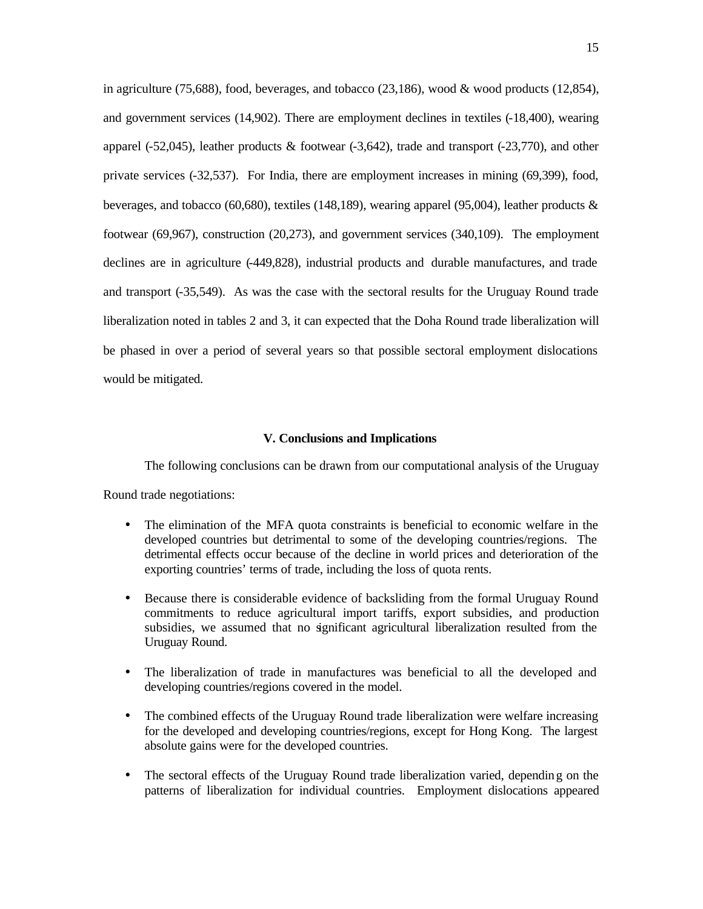in agriculture (75,688), food, beverages, and tobacco (23,186), wood & wood products (12,854), and government services (14,902). There are employment declines in textiles (-18,400), wearing apparel (-52,045), leather products & footwear (-3,642), trade and transport (-23,770), and other private services (-32,537). For India, there are employment increases in mining (69,399), food, beverages, and tobacco (60,680), textiles (148,189), wearing apparel (95,004), leather products & footwear (69,967), construction (20,273), and government services (340,109). The employment declines are in agriculture (-449,828), industrial products and durable manufactures, and trade and transport (-35,549). As was the case with the sectoral results for the Uruguay Round trade liberalization noted in tables 2 and 3, it can expected that the Doha Round trade liberalization will be phased in over a period of several years so that possible sectoral employment dislocations would be mitigated.

## V. Conclusions and Implications

The following conclusions can be drawn from our computational analysis of the Uruguay Round trade negotiations:

- The elimination of the MFA quota constraints is beneficial to economic welfare in the developed countries but detrimental to some of the developing countries/regions. The detrimental effects occur because of the decline in world prices and deterioration of the exporting countries' terms of trade, including the loss of quota rents.
- Because there is considerable evidence of backsliding from the formal Uruguay Round commitments to reduce agricultural import tariffs, export subsidies, and production subsidies, we assumed that no significant agricultural liberalization resulted from the Uruguay Round.
- The liberalization of trade in manufactures was beneficial to all the developed and developing countries/regions covered in the model.
- The combined effects of the Uruguay Round trade liberalization were welfare increasing for the developed and developing countries/regions, except for Hong Kong. The largest absolute gains were for the developed countries.
- The sectoral effects of the Uruguay Round trade liberalization varied, depending on the patterns of liberalization for individual countries. Employment dislocations appeared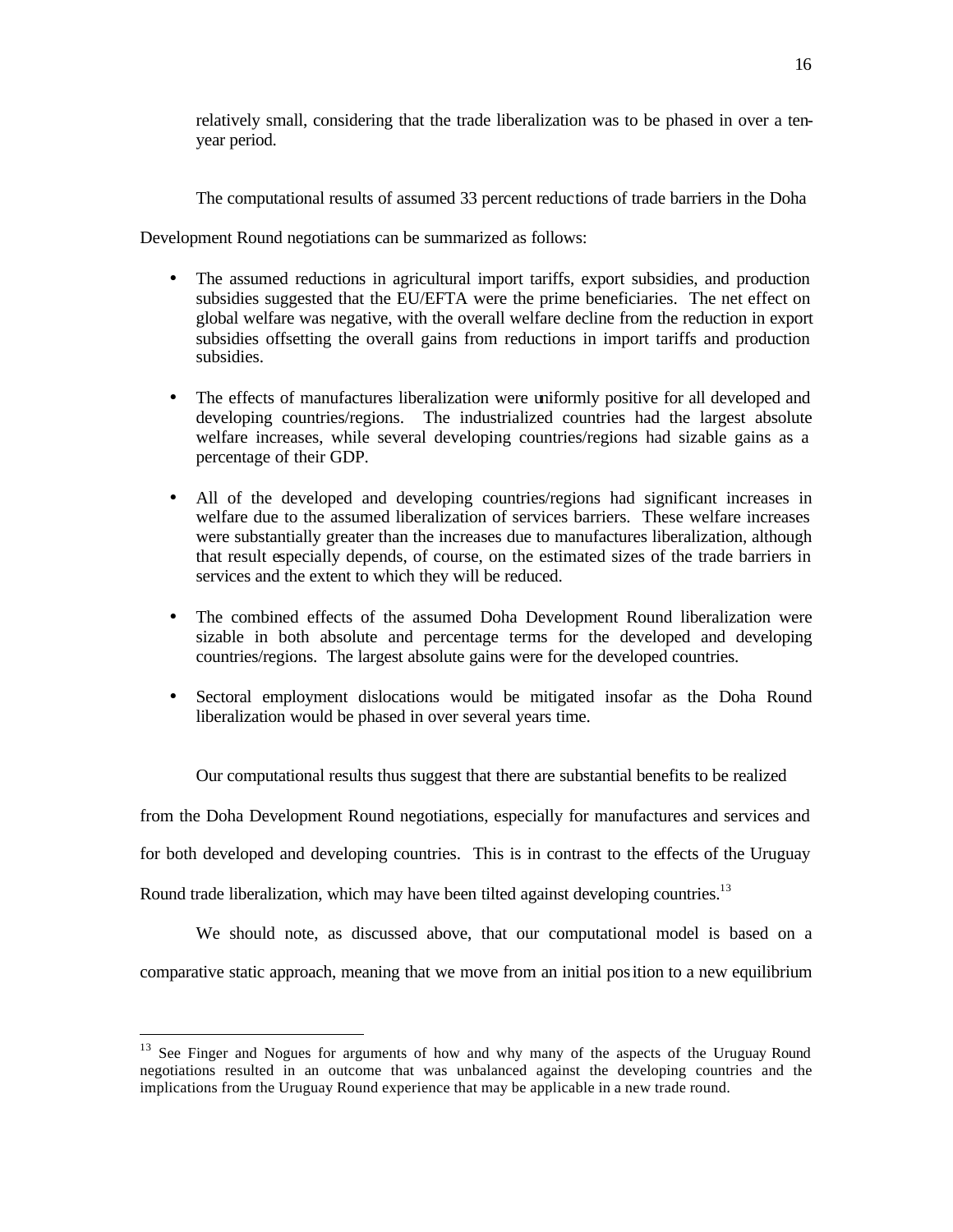relatively small, considering that the trade liberalization was to be phased in over a ten-year period.

The computational results of assumed 33 percent reductions of trade barriers in the Doha Development Round negotiations can be summarized as follows:

- The assumed reductions in agricultural import tariffs, export subsidies, and production subsidies suggested that the EU/EFTA were the prime beneficiaries. The net effect on global welfare was negative, with the overall welfare decline from the reduction in export subsidies offsetting the overall gains from reductions in import tariffs and production subsidies.

- The effects of manufactures liberalization were uniformly positive for all developed and developing countries/regions. The industrialized countries had the largest absolute welfare increases, while several developing countries/regions had sizable gains as a percentage of their GDP.

- All of the developed and developing countries/regions had significant increases in welfare due to the assumed liberalization of services barriers. These welfare increases were substantially greater than the increases due to manufactures liberalization, although that result especially depends, of course, on the estimated sizes of the trade barriers in services and the extent to which they will be reduced.

- The combined effects of the assumed Doha Development Round liberalization were sizable in both absolute and percentage terms for the developed and developing countries/regions. The largest absolute gains were for the developed countries.

- Sectoral employment dislocations would be mitigated insofar as the Doha Round liberalization would be phased in over several years time.

Our computational results thus suggest that there are substantial benefits to be realized from the Doha Development Round negotiations, especially for manufactures and services and for both developed and developing countries. This is in contrast to the effects of the Uruguay Round trade liberalization, which may have been tilted against developing countries.[13]

We should note, as discussed above, that our computational model is based on a comparative static approach, meaning that we move from an initial position to a new equilibrium

[13] See Finger and Nogues for arguments of how and why many of the aspects of the Uruguay Round negotiations resulted in an outcome that was unbalanced against the developing countries and the implications from the Uruguay Round experience that may be applicable in a new trade round.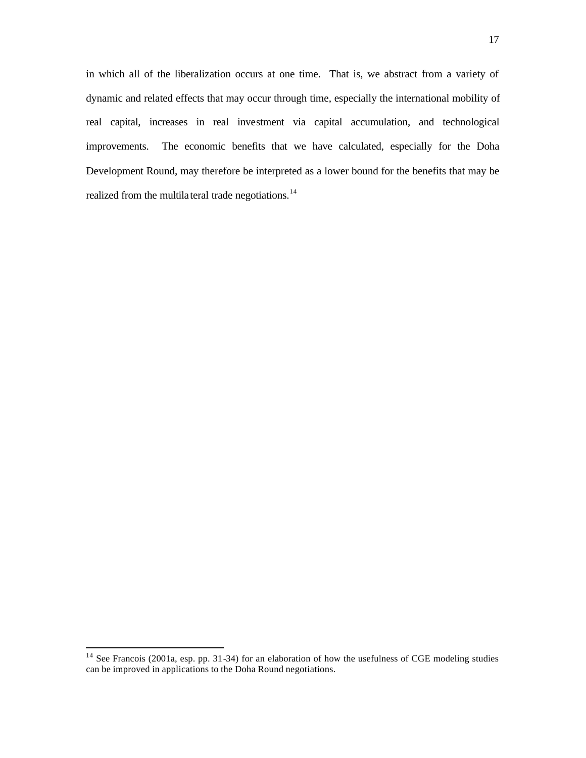in which all of the liberalization occurs at one time. That is, we abstract from a variety of dynamic and related effects that may occur through time, especially the international mobility of real capital, increases in real investment via capital accumulation, and technological improvements. The economic benefits that we have calculated, especially for the Doha Development Round, may therefore be interpreted as a lower bound for the benefits that may be realized from the multilateral trade negotiations.[14]

[14] See Francois (2001a, esp. pp. 31-34) for an elaboration of how the usefulness of CGE modeling studies can be improved in applications to the Doha Round negotiations.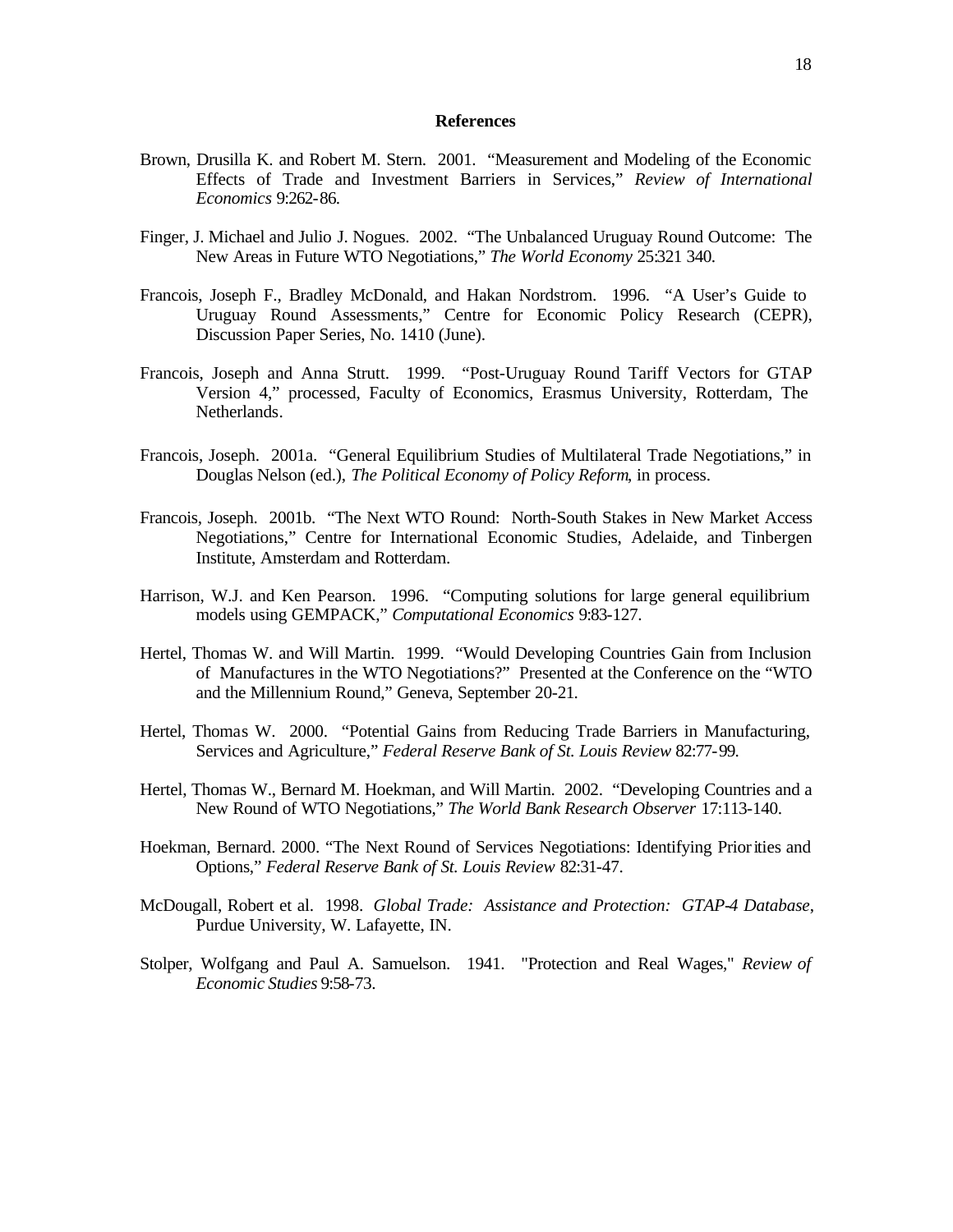## References

Brown, Drusilla K. and Robert M. Stern. 2001. "Measurement and Modeling of the Economic Effects of Trade and Investment Barriers in Services," *Review of International Economics* 9:262-86.

Finger, J. Michael and Julio J. Nogues. 2002. "The Unbalanced Uruguay Round Outcome: The New Areas in Future WTO Negotiations," *The World Economy* 25:321 340.

Francois, Joseph F., Bradley McDonald, and Hakan Nordstrom. 1996. "A User's Guide to Uruguay Round Assessments," Centre for Economic Policy Research (CEPR), Discussion Paper Series, No. 1410 (June).

Francois, Joseph and Anna Strutt. 1999. "Post-Uruguay Round Tariff Vectors for GTAP Version 4," processed, Faculty of Economics, Erasmus University, Rotterdam, The Netherlands.

Francois, Joseph. 2001a. "General Equilibrium Studies of Multilateral Trade Negotiations," in Douglas Nelson (ed.), *The Political Economy of Policy Reform*, in process.

Francois, Joseph. 2001b. "The Next WTO Round: North-South Stakes in New Market Access Negotiations," Centre for International Economic Studies, Adelaide, and Tinbergen Institute, Amsterdam and Rotterdam.

Harrison, W.J. and Ken Pearson. 1996. "Computing solutions for large general equilibrium models using GEMPACK," *Computational Economics* 9:83-127.

Hertel, Thomas W. and Will Martin. 1999. "Would Developing Countries Gain from Inclusion of Manufactures in the WTO Negotiations?" Presented at the Conference on the "WTO and the Millennium Round," Geneva, September 20-21.

Hertel, Thomas W. 2000. "Potential Gains from Reducing Trade Barriers in Manufacturing, Services and Agriculture," *Federal Reserve Bank of St. Louis Review* 82:77-99.

Hertel, Thomas W., Bernard M. Hoekman, and Will Martin. 2002. "Developing Countries and a New Round of WTO Negotiations," *The World Bank Research Observer* 17:113-140.

Hoekman, Bernard. 2000. "The Next Round of Services Negotiations: Identifying Priorities and Options," *Federal Reserve Bank of St. Louis Review* 82:31-47.

McDougall, Robert et al. 1998. *Global Trade: Assistance and Protection: GTAP-4 Database*, Purdue University, W. Lafayette, IN.

Stolper, Wolfgang and Paul A. Samuelson. 1941. "Protection and Real Wages," *Review of Economic Studies* 9:58-73.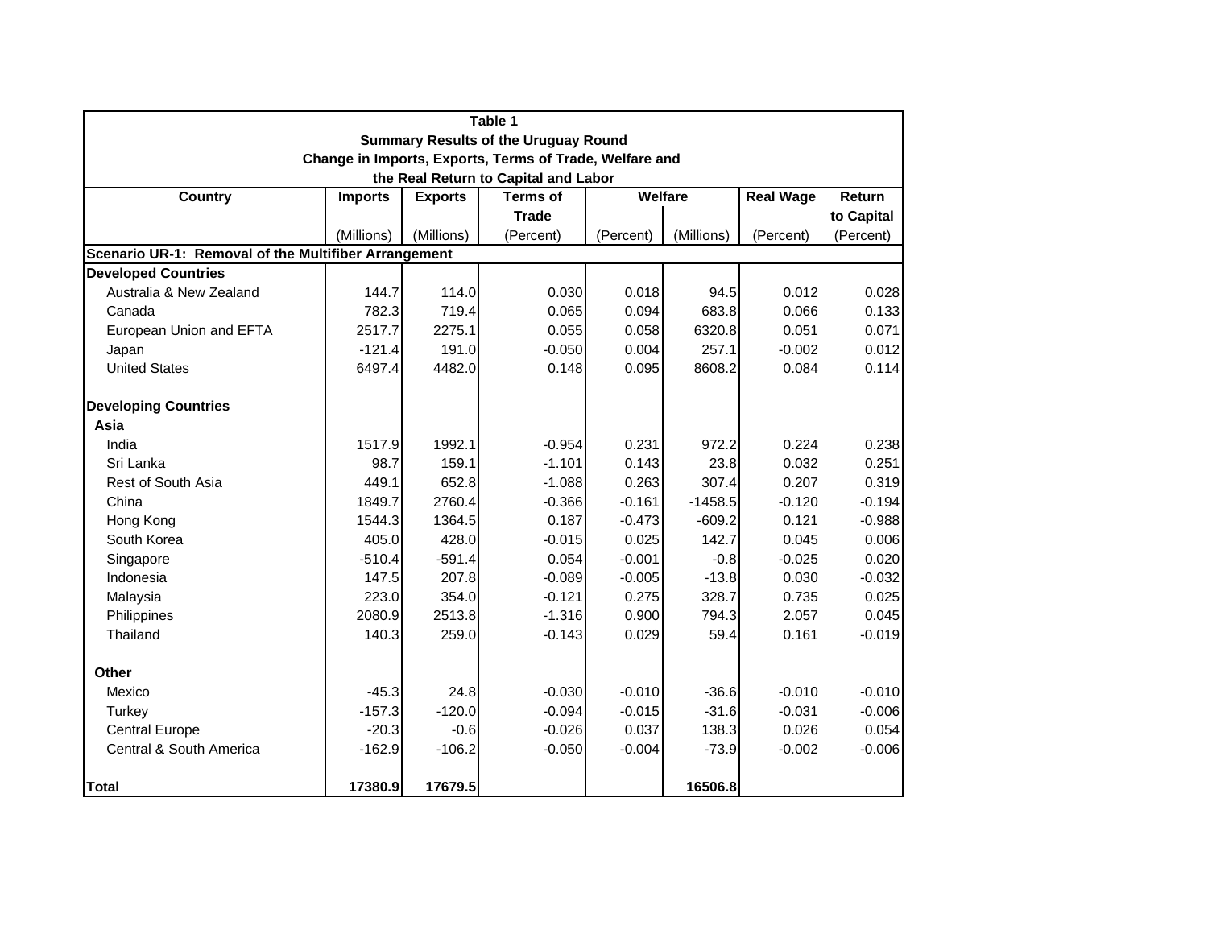**Table 1**
**Summary Results of the Uruguay Round**
**Change in Imports, Exports, Terms of Trade, Welfare and the Real Return to Capital and Labor**

| Country | Imports | Exports | Terms of Trade | Welfare | | Real Wage | Return to Capital |
|---|---|---|---|---|---|---|---|
| | (Millions) | (Millions) | (Percent) | (Percent) | (Millions) | (Percent) | (Percent) |
| **Scenario UR-1: Removal of the Multifiber Arrangement** | | | | | | | |
| **Developed Countries** | | | | | | | |
| Australia & New Zealand | 144.7 | 114.0 | 0.030 | 0.018 | 94.5 | 0.012 | 0.028 |
| Canada | 782.3 | 719.4 | 0.065 | 0.094 | 683.8 | 0.066 | 0.133 |
| European Union and EFTA | 2517.7 | 2275.1 | 0.055 | 0.058 | 6320.8 | 0.051 | 0.071 |
| Japan | -121.4 | 191.0 | -0.050 | 0.004 | 257.1 | -0.002 | 0.012 |
| United States | 6497.4 | 4482.0 | 0.148 | 0.095 | 8608.2 | 0.084 | 0.114 |
| | | | | | | | |
| **Developing Countries** | | | | | | | |
| **Asia** | | | | | | | |
| India | 1517.9 | 1992.1 | -0.954 | 0.231 | 972.2 | 0.224 | 0.238 |
| Sri Lanka | 98.7 | 159.1 | -1.101 | 0.143 | 23.8 | 0.032 | 0.251 |
| Rest of South Asia | 449.1 | 652.8 | -1.088 | 0.263 | 307.4 | 0.207 | 0.319 |
| China | 1849.7 | 2760.4 | -0.366 | -0.161 | -1458.5 | -0.120 | -0.194 |
| Hong Kong | 1544.3 | 1364.5 | 0.187 | -0.473 | -609.2 | 0.121 | -0.988 |
| South Korea | 405.0 | 428.0 | -0.015 | 0.025 | 142.7 | 0.045 | 0.006 |
| Singapore | -510.4 | -591.4 | 0.054 | -0.001 | -0.8 | -0.025 | 0.020 |
| Indonesia | 147.5 | 207.8 | -0.089 | -0.005 | -13.8 | 0.030 | -0.032 |
| Malaysia | 223.0 | 354.0 | -0.121 | 0.275 | 328.7 | 0.735 | 0.025 |
| Philippines | 2080.9 | 2513.8 | -1.316 | 0.900 | 794.3 | 2.057 | 0.045 |
| Thailand | 140.3 | 259.0 | -0.143 | 0.029 | 59.4 | 0.161 | -0.019 |
| | | | | | | | |
| **Other** | | | | | | | |
| Mexico | -45.3 | 24.8 | -0.030 | -0.010 | -36.6 | -0.010 | -0.010 |
| Turkey | -157.3 | -120.0 | -0.094 | -0.015 | -31.6 | -0.031 | -0.006 |
| Central Europe | -20.3 | -0.6 | -0.026 | 0.037 | 138.3 | 0.026 | 0.054 |
| Central & South America | -162.9 | -106.2 | -0.050 | -0.004 | -73.9 | -0.002 | -0.006 |
| | | | | | | | |
| **Total** | **17380.9** | **17679.5** | | | **16506.8** | | |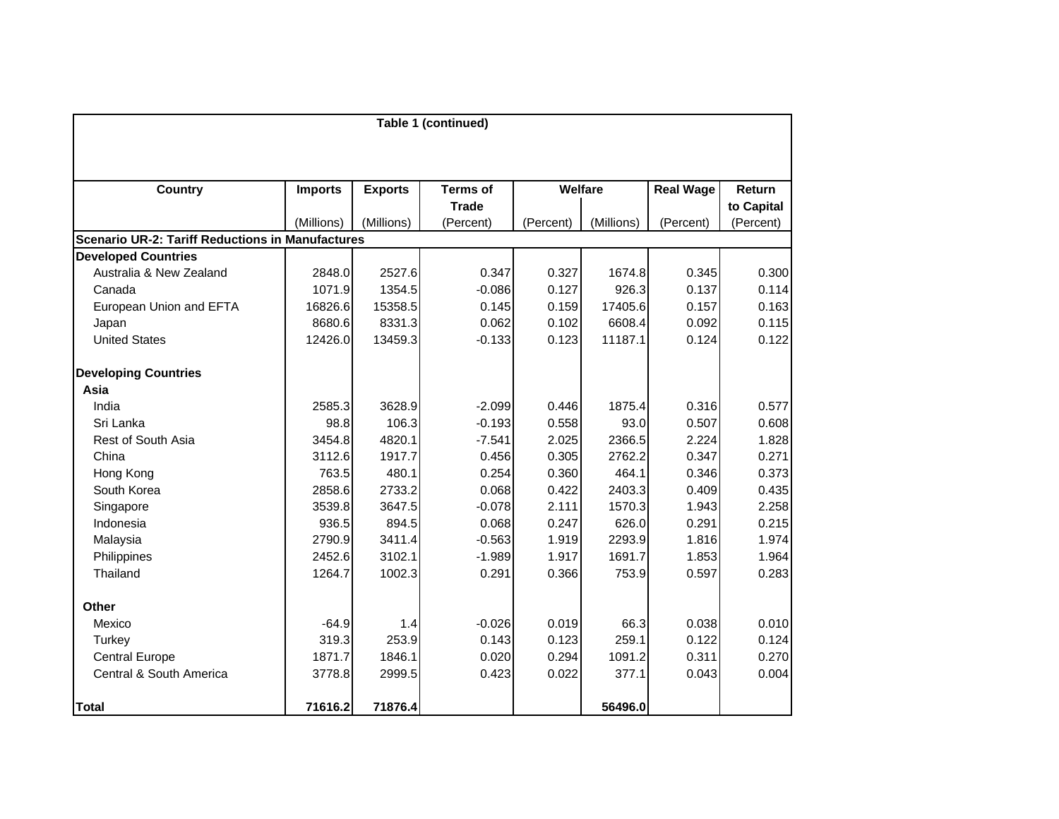**Table 1 (continued)**

| Country | Imports | Exports | Terms of Trade | Welfare | | Real Wage | Return to Capital |
|---|---|---|---|---|---|---|---|
| | (Millions) | (Millions) | (Percent) | (Percent) | (Millions) | (Percent) | (Percent) |
| **Scenario UR-2: Tariff Reductions in Manufactures** | | | | | | | |
| **Developed Countries** | | | | | | | |
| Australia & New Zealand | 2848.0 | 2527.6 | 0.347 | 0.327 | 1674.8 | 0.345 | 0.300 |
| Canada | 1071.9 | 1354.5 | -0.086 | 0.127 | 926.3 | 0.137 | 0.114 |
| European Union and EFTA | 16826.6 | 15358.5 | 0.145 | 0.159 | 17405.6 | 0.157 | 0.163 |
| Japan | 8680.6 | 8331.3 | 0.062 | 0.102 | 6608.4 | 0.092 | 0.115 |
| United States | 12426.0 | 13459.3 | -0.133 | 0.123 | 11187.1 | 0.124 | 0.122 |
| **Developing Countries** | | | | | | | |
| **Asia** | | | | | | | |
| India | 2585.3 | 3628.9 | -2.099 | 0.446 | 1875.4 | 0.316 | 0.577 |
| Sri Lanka | 98.8 | 106.3 | -0.193 | 0.558 | 93.0 | 0.507 | 0.608 |
| Rest of South Asia | 3454.8 | 4820.1 | -7.541 | 2.025 | 2366.5 | 2.224 | 1.828 |
| China | 3112.6 | 1917.7 | 0.456 | 0.305 | 2762.2 | 0.347 | 0.271 |
| Hong Kong | 763.5 | 480.1 | 0.254 | 0.360 | 464.1 | 0.346 | 0.373 |
| South Korea | 2858.6 | 2733.2 | 0.068 | 0.422 | 2403.3 | 0.409 | 0.435 |
| Singapore | 3539.8 | 3647.5 | -0.078 | 2.111 | 1570.3 | 1.943 | 2.258 |
| Indonesia | 936.5 | 894.5 | 0.068 | 0.247 | 626.0 | 0.291 | 0.215 |
| Malaysia | 2790.9 | 3411.4 | -0.563 | 1.919 | 2293.9 | 1.816 | 1.974 |
| Philippines | 2452.6 | 3102.1 | -1.989 | 1.917 | 1691.7 | 1.853 | 1.964 |
| Thailand | 1264.7 | 1002.3 | 0.291 | 0.366 | 753.9 | 0.597 | 0.283 |
| **Other** | | | | | | | |
| Mexico | -64.9 | 1.4 | -0.026 | 0.019 | 66.3 | 0.038 | 0.010 |
| Turkey | 319.3 | 253.9 | 0.143 | 0.123 | 259.1 | 0.122 | 0.124 |
| Central Europe | 1871.7 | 1846.1 | 0.020 | 0.294 | 1091.2 | 0.311 | 0.270 |
| Central & South America | 3778.8 | 2999.5 | 0.423 | 0.022 | 377.1 | 0.043 | 0.004 |
| **Total** | **71616.2** | **71876.4** | | | **56496.0** | | |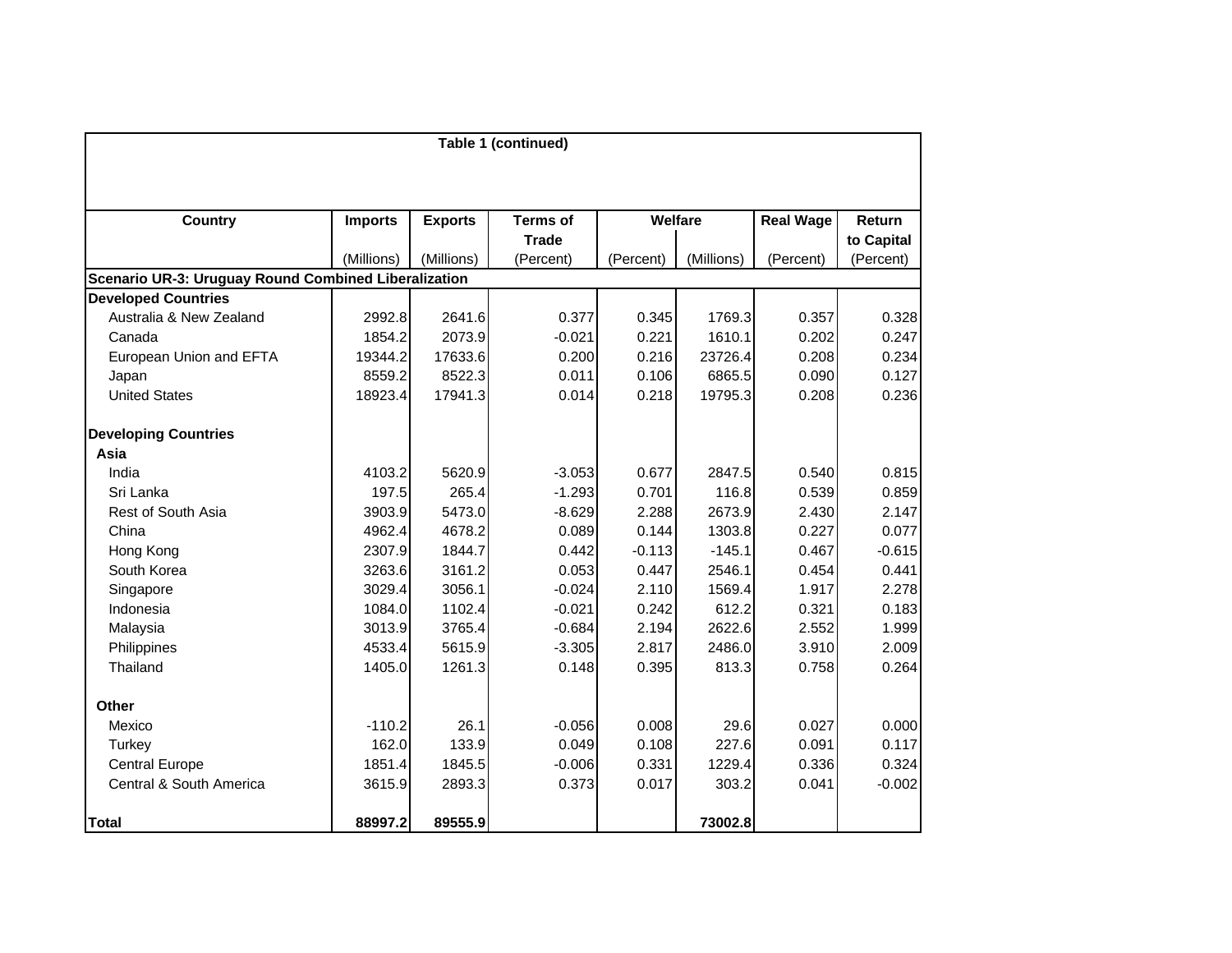**Table 1 (continued)**

| Country | Imports | Exports | Terms of Trade | Welfare | | Real Wage | Return to Capital |
|---|---|---|---|---|---|---|---|
| | (Millions) | (Millions) | (Percent) | (Percent) | (Millions) | (Percent) | (Percent) |
| **Scenario UR-3: Uruguay Round Combined Liberalization** | | | | | | | |
| **Developed Countries** | | | | | | | |
| Australia & New Zealand | 2992.8 | 2641.6 | 0.377 | 0.345 | 1769.3 | 0.357 | 0.328 |
| Canada | 1854.2 | 2073.9 | -0.021 | 0.221 | 1610.1 | 0.202 | 0.247 |
| European Union and EFTA | 19344.2 | 17633.6 | 0.200 | 0.216 | 23726.4 | 0.208 | 0.234 |
| Japan | 8559.2 | 8522.3 | 0.011 | 0.106 | 6865.5 | 0.090 | 0.127 |
| United States | 18923.4 | 17941.3 | 0.014 | 0.218 | 19795.3 | 0.208 | 0.236 |
| **Developing Countries** | | | | | | | |
| **Asia** | | | | | | | |
| India | 4103.2 | 5620.9 | -3.053 | 0.677 | 2847.5 | 0.540 | 0.815 |
| Sri Lanka | 197.5 | 265.4 | -1.293 | 0.701 | 116.8 | 0.539 | 0.859 |
| Rest of South Asia | 3903.9 | 5473.0 | -8.629 | 2.288 | 2673.9 | 2.430 | 2.147 |
| China | 4962.4 | 4678.2 | 0.089 | 0.144 | 1303.8 | 0.227 | 0.077 |
| Hong Kong | 2307.9 | 1844.7 | 0.442 | -0.113 | -145.1 | 0.467 | -0.615 |
| South Korea | 3263.6 | 3161.2 | 0.053 | 0.447 | 2546.1 | 0.454 | 0.441 |
| Singapore | 3029.4 | 3056.1 | -0.024 | 2.110 | 1569.4 | 1.917 | 2.278 |
| Indonesia | 1084.0 | 1102.4 | -0.021 | 0.242 | 612.2 | 0.321 | 0.183 |
| Malaysia | 3013.9 | 3765.4 | -0.684 | 2.194 | 2622.6 | 2.552 | 1.999 |
| Philippines | 4533.4 | 5615.9 | -3.305 | 2.817 | 2486.0 | 3.910 | 2.009 |
| Thailand | 1405.0 | 1261.3 | 0.148 | 0.395 | 813.3 | 0.758 | 0.264 |
| **Other** | | | | | | | |
| Mexico | -110.2 | 26.1 | -0.056 | 0.008 | 29.6 | 0.027 | 0.000 |
| Turkey | 162.0 | 133.9 | 0.049 | 0.108 | 227.6 | 0.091 | 0.117 |
| Central Europe | 1851.4 | 1845.5 | -0.006 | 0.331 | 1229.4 | 0.336 | 0.324 |
| Central & South America | 3615.9 | 2893.3 | 0.373 | 0.017 | 303.2 | 0.041 | -0.002 |
| **Total** | **88997.2** | **89555.9** | | | **73002.8** | | |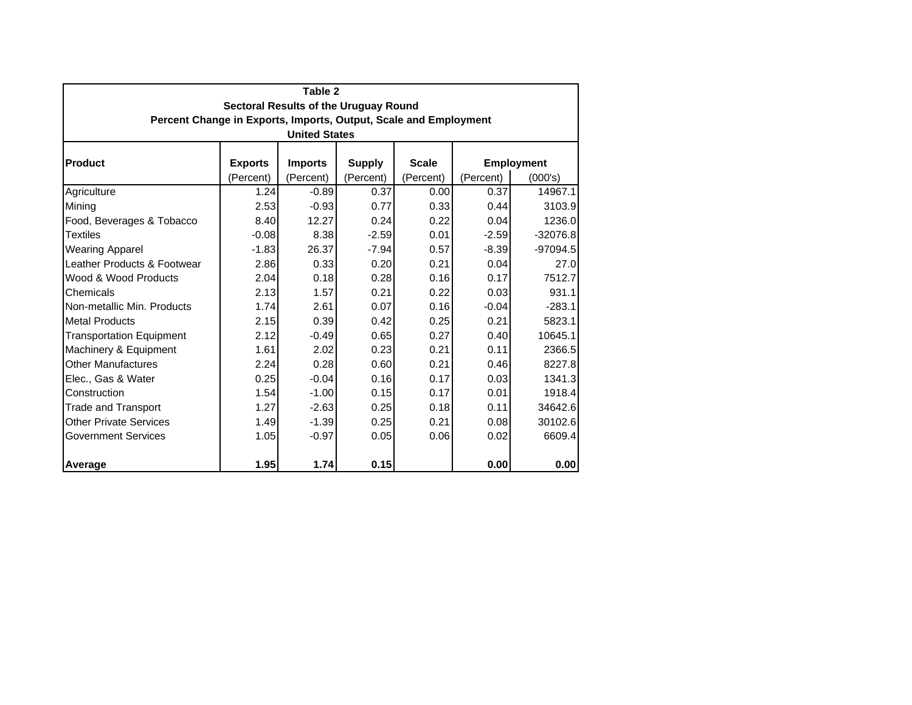**Table 2**
**Sectoral Results of the Uruguay Round**
**Percent Change in Exports, Imports, Output, Scale and Employment**
**United States**

| Product | Exports | Imports | Supply | Scale | Employment | |
|---|---|---|---|---|---|---|
| | (Percent) | (Percent) | (Percent) | (Percent) | (Percent) | (000's) |
| Agriculture | 1.24 | -0.89 | 0.37 | 0.00 | 0.37 | 14967.1 |
| Mining | 2.53 | -0.93 | 0.77 | 0.33 | 0.44 | 3103.9 |
| Food, Beverages & Tobacco | 8.40 | 12.27 | 0.24 | 0.22 | 0.04 | 1236.0 |
| Textiles | -0.08 | 8.38 | -2.59 | 0.01 | -2.59 | -32076.8 |
| Wearing Apparel | -1.83 | 26.37 | -7.94 | 0.57 | -8.39 | -97094.5 |
| Leather Products & Footwear | 2.86 | 0.33 | 0.20 | 0.21 | 0.04 | 27.0 |
| Wood & Wood Products | 2.04 | 0.18 | 0.28 | 0.16 | 0.17 | 7512.7 |
| Chemicals | 2.13 | 1.57 | 0.21 | 0.22 | 0.03 | 931.1 |
| Non-metallic Min. Products | 1.74 | 2.61 | 0.07 | 0.16 | -0.04 | -283.1 |
| Metal Products | 2.15 | 0.39 | 0.42 | 0.25 | 0.21 | 5823.1 |
| Transportation Equipment | 2.12 | -0.49 | 0.65 | 0.27 | 0.40 | 10645.1 |
| Machinery & Equipment | 1.61 | 2.02 | 0.23 | 0.21 | 0.11 | 2366.5 |
| Other Manufactures | 2.24 | 0.28 | 0.60 | 0.21 | 0.46 | 8227.8 |
| Elec., Gas & Water | 0.25 | -0.04 | 0.16 | 0.17 | 0.03 | 1341.3 |
| Construction | 1.54 | -1.00 | 0.15 | 0.17 | 0.01 | 1918.4 |
| Trade and Transport | 1.27 | -2.63 | 0.25 | 0.18 | 0.11 | 34642.6 |
| Other Private Services | 1.49 | -1.39 | 0.25 | 0.21 | 0.08 | 30102.6 |
| Government Services | 1.05 | -0.97 | 0.05 | 0.06 | 0.02 | 6609.4 |
| **Average** | **1.95** | **1.74** | **0.15** | | **0.00** | **0.00** |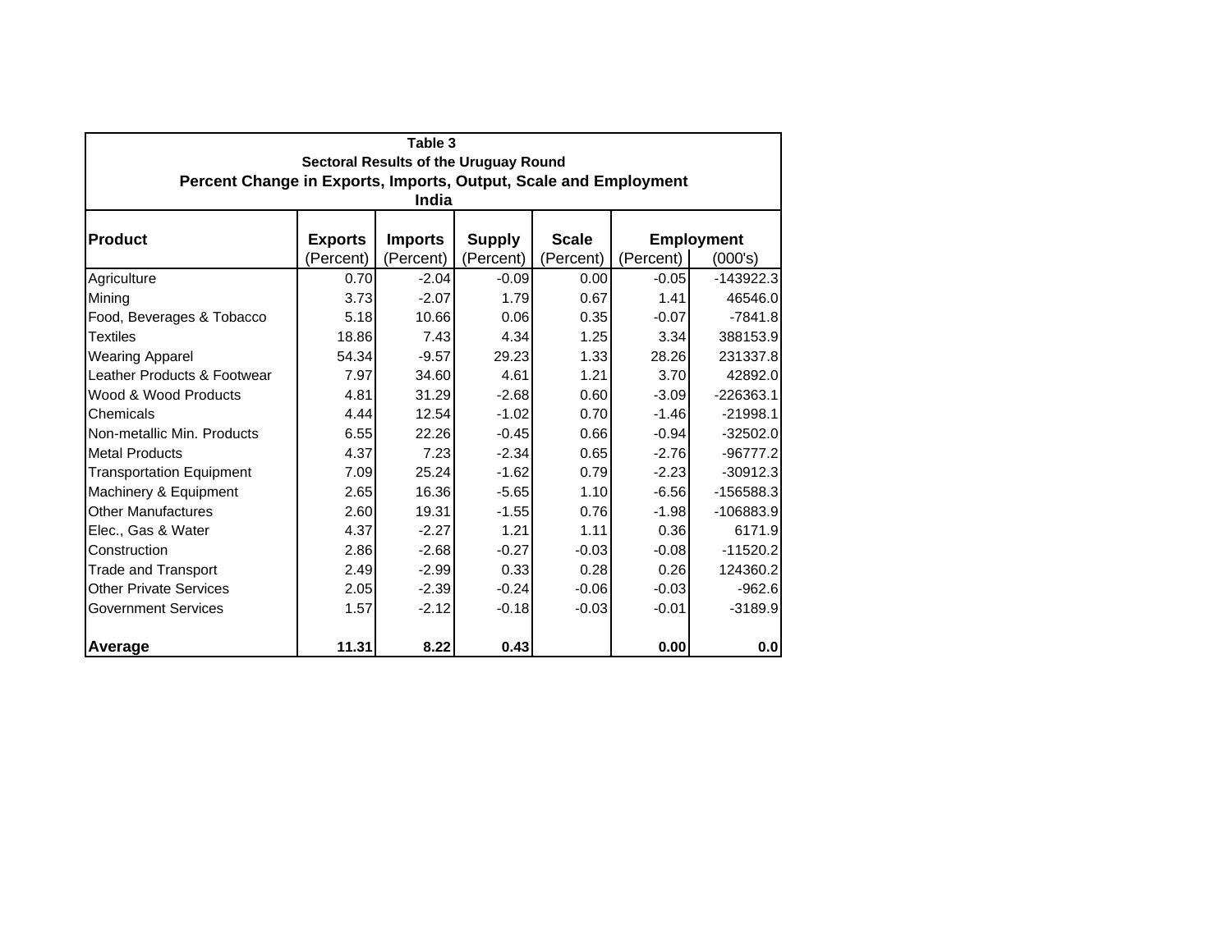**Table 3**
**Sectoral Results of the Uruguay Round**
**Percent Change in Exports, Imports, Output, Scale and Employment**
**India**

| Product | Exports (Percent) | Imports (Percent) | Supply (Percent) | Scale (Percent) | Employment (Percent) | Employment (000's) |
|---|---|---|---|---|---|---|
| Agriculture | 0.70 | -2.04 | -0.09 | 0.00 | -0.05 | -143922.3 |
| Mining | 3.73 | -2.07 | 1.79 | 0.67 | 1.41 | 46546.0 |
| Food, Beverages & Tobacco | 5.18 | 10.66 | 0.06 | 0.35 | -0.07 | -7841.8 |
| Textiles | 18.86 | 7.43 | 4.34 | 1.25 | 3.34 | 388153.9 |
| Wearing Apparel | 54.34 | -9.57 | 29.23 | 1.33 | 28.26 | 231337.8 |
| Leather Products & Footwear | 7.97 | 34.60 | 4.61 | 1.21 | 3.70 | 42892.0 |
| Wood & Wood Products | 4.81 | 31.29 | -2.68 | 0.60 | -3.09 | -226363.1 |
| Chemicals | 4.44 | 12.54 | -1.02 | 0.70 | -1.46 | -21998.1 |
| Non-metallic Min. Products | 6.55 | 22.26 | -0.45 | 0.66 | -0.94 | -32502.0 |
| Metal Products | 4.37 | 7.23 | -2.34 | 0.65 | -2.76 | -96777.2 |
| Transportation Equipment | 7.09 | 25.24 | -1.62 | 0.79 | -2.23 | -30912.3 |
| Machinery & Equipment | 2.65 | 16.36 | -5.65 | 1.10 | -6.56 | -156588.3 |
| Other Manufactures | 2.60 | 19.31 | -1.55 | 0.76 | -1.98 | -106883.9 |
| Elec., Gas & Water | 4.37 | -2.27 | 1.21 | 1.11 | 0.36 | 6171.9 |
| Construction | 2.86 | -2.68 | -0.27 | -0.03 | -0.08 | -11520.2 |
| Trade and Transport | 2.49 | -2.99 | 0.33 | 0.28 | 0.26 | 124360.2 |
| Other Private Services | 2.05 | -2.39 | -0.24 | -0.06 | -0.03 | -962.6 |
| Government Services | 1.57 | -2.12 | -0.18 | -0.03 | -0.01 | -3189.9 |
| **Average** | **11.31** | **8.22** | **0.43** | | **0.00** | **0.0** |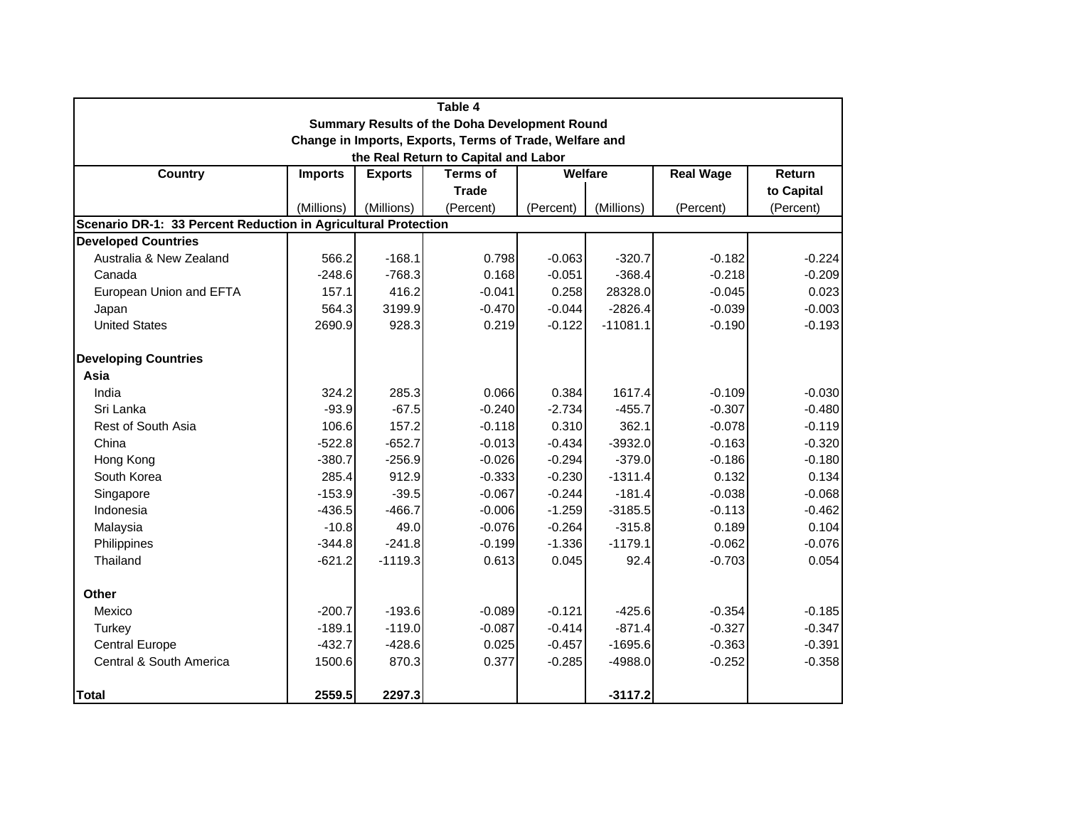**Table 4**
**Summary Results of the Doha Development Round**
**Change in Imports, Exports, Terms of Trade, Welfare and the Real Return to Capital and Labor**

| Country | Imports | Exports | Terms of Trade | Welfare | | Real Wage | Return to Capital |
|---|---|---|---|---|---|---|---|
| | (Millions) | (Millions) | (Percent) | (Percent) | (Millions) | (Percent) | (Percent) |
| **Scenario DR-1: 33 Percent Reduction in Agricultural Protection** | | | | | | | |
| **Developed Countries** | | | | | | | |
| Australia & New Zealand | 566.2 | -168.1 | 0.798 | -0.063 | -320.7 | -0.182 | -0.224 |
| Canada | -248.6 | -768.3 | 0.168 | -0.051 | -368.4 | -0.218 | -0.209 |
| European Union and EFTA | 157.1 | 416.2 | -0.041 | 0.258 | 28328.0 | -0.045 | 0.023 |
| Japan | 564.3 | 3199.9 | -0.470 | -0.044 | -2826.4 | -0.039 | -0.003 |
| United States | 2690.9 | 928.3 | 0.219 | -0.122 | -11081.1 | -0.190 | -0.193 |
| | | | | | | | |
| **Developing Countries** | | | | | | | |
| **Asia** | | | | | | | |
| India | 324.2 | 285.3 | 0.066 | 0.384 | 1617.4 | -0.109 | -0.030 |
| Sri Lanka | -93.9 | -67.5 | -0.240 | -2.734 | -455.7 | -0.307 | -0.480 |
| Rest of South Asia | 106.6 | 157.2 | -0.118 | 0.310 | 362.1 | -0.078 | -0.119 |
| China | -522.8 | -652.7 | -0.013 | -0.434 | -3932.0 | -0.163 | -0.320 |
| Hong Kong | -380.7 | -256.9 | -0.026 | -0.294 | -379.0 | -0.186 | -0.180 |
| South Korea | 285.4 | 912.9 | -0.333 | -0.230 | -1311.4 | 0.132 | 0.134 |
| Singapore | -153.9 | -39.5 | -0.067 | -0.244 | -181.4 | -0.038 | -0.068 |
| Indonesia | -436.5 | -466.7 | -0.006 | -1.259 | -3185.5 | -0.113 | -0.462 |
| Malaysia | -10.8 | 49.0 | -0.076 | -0.264 | -315.8 | 0.189 | 0.104 |
| Philippines | -344.8 | -241.8 | -0.199 | -1.336 | -1179.1 | -0.062 | -0.076 |
| Thailand | -621.2 | -1119.3 | 0.613 | 0.045 | 92.4 | -0.703 | 0.054 |
| | | | | | | | |
| **Other** | | | | | | | |
| Mexico | -200.7 | -193.6 | -0.089 | -0.121 | -425.6 | -0.354 | -0.185 |
| Turkey | -189.1 | -119.0 | -0.087 | -0.414 | -871.4 | -0.327 | -0.347 |
| Central Europe | -432.7 | -428.6 | 0.025 | -0.457 | -1695.6 | -0.363 | -0.391 |
| Central & South America | 1500.6 | 870.3 | 0.377 | -0.285 | -4988.0 | -0.252 | -0.358 |
| | | | | | | | |
| **Total** | **2559.5** | **2297.3** | | | **-3117.2** | | |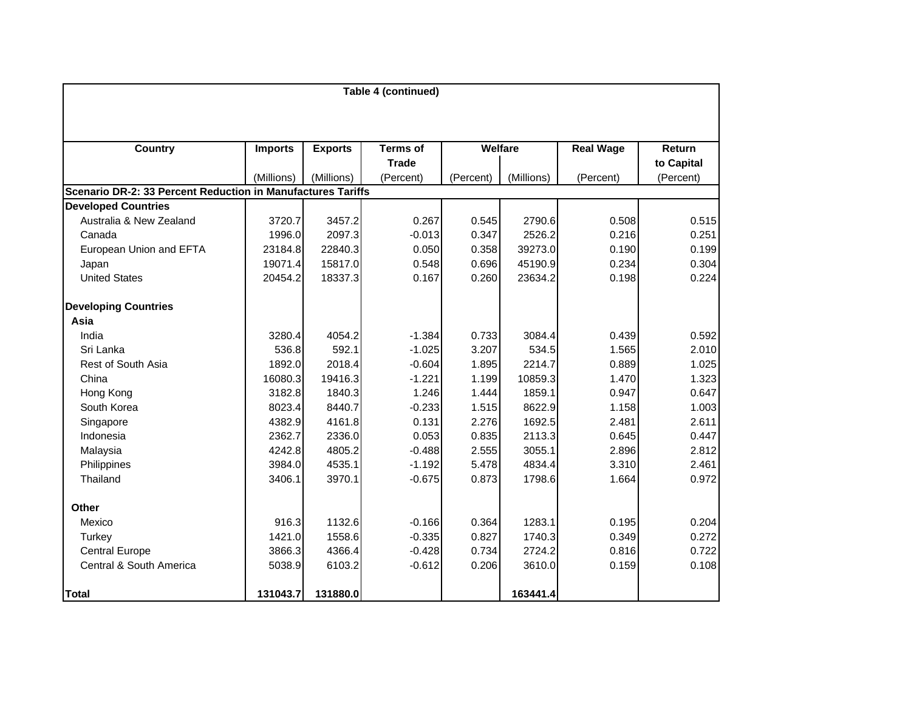**Table 4 (continued)**

| Country | Imports | Exports | Terms of Trade | Welfare | | Real Wage | Return to Capital |
|---|---|---|---|---|---|---|---|
| | (Millions) | (Millions) | (Percent) | (Percent) | (Millions) | (Percent) | (Percent) |
| **Scenario DR-2: 33 Percent Reduction in Manufactures Tariffs** | | | | | | | |
| **Developed Countries** | | | | | | | |
| Australia & New Zealand | 3720.7 | 3457.2 | 0.267 | 0.545 | 2790.6 | 0.508 | 0.515 |
| Canada | 1996.0 | 2097.3 | -0.013 | 0.347 | 2526.2 | 0.216 | 0.251 |
| European Union and EFTA | 23184.8 | 22840.3 | 0.050 | 0.358 | 39273.0 | 0.190 | 0.199 |
| Japan | 19071.4 | 15817.0 | 0.548 | 0.696 | 45190.9 | 0.234 | 0.304 |
| United States | 20454.2 | 18337.3 | 0.167 | 0.260 | 23634.2 | 0.198 | 0.224 |
| **Developing Countries** | | | | | | | |
| **Asia** | | | | | | | |
| India | 3280.4 | 4054.2 | -1.384 | 0.733 | 3084.4 | 0.439 | 0.592 |
| Sri Lanka | 536.8 | 592.1 | -1.025 | 3.207 | 534.5 | 1.565 | 2.010 |
| Rest of South Asia | 1892.0 | 2018.4 | -0.604 | 1.895 | 2214.7 | 0.889 | 1.025 |
| China | 16080.3 | 19416.3 | -1.221 | 1.199 | 10859.3 | 1.470 | 1.323 |
| Hong Kong | 3182.8 | 1840.3 | 1.246 | 1.444 | 1859.1 | 0.947 | 0.647 |
| South Korea | 8023.4 | 8440.7 | -0.233 | 1.515 | 8622.9 | 1.158 | 1.003 |
| Singapore | 4382.9 | 4161.8 | 0.131 | 2.276 | 1692.5 | 2.481 | 2.611 |
| Indonesia | 2362.7 | 2336.0 | 0.053 | 0.835 | 2113.3 | 0.645 | 0.447 |
| Malaysia | 4242.8 | 4805.2 | -0.488 | 2.555 | 3055.1 | 2.896 | 2.812 |
| Philippines | 3984.0 | 4535.1 | -1.192 | 5.478 | 4834.4 | 3.310 | 2.461 |
| Thailand | 3406.1 | 3970.1 | -0.675 | 0.873 | 1798.6 | 1.664 | 0.972 |
| **Other** | | | | | | | |
| Mexico | 916.3 | 1132.6 | -0.166 | 0.364 | 1283.1 | 0.195 | 0.204 |
| Turkey | 1421.0 | 1558.6 | -0.335 | 0.827 | 1740.3 | 0.349 | 0.272 |
| Central Europe | 3866.3 | 4366.4 | -0.428 | 0.734 | 2724.2 | 0.816 | 0.722 |
| Central & South America | 5038.9 | 6103.2 | -0.612 | 0.206 | 3610.0 | 0.159 | 0.108 |
| **Total** | **131043.7** | **131880.0** | | | **163441.4** | | |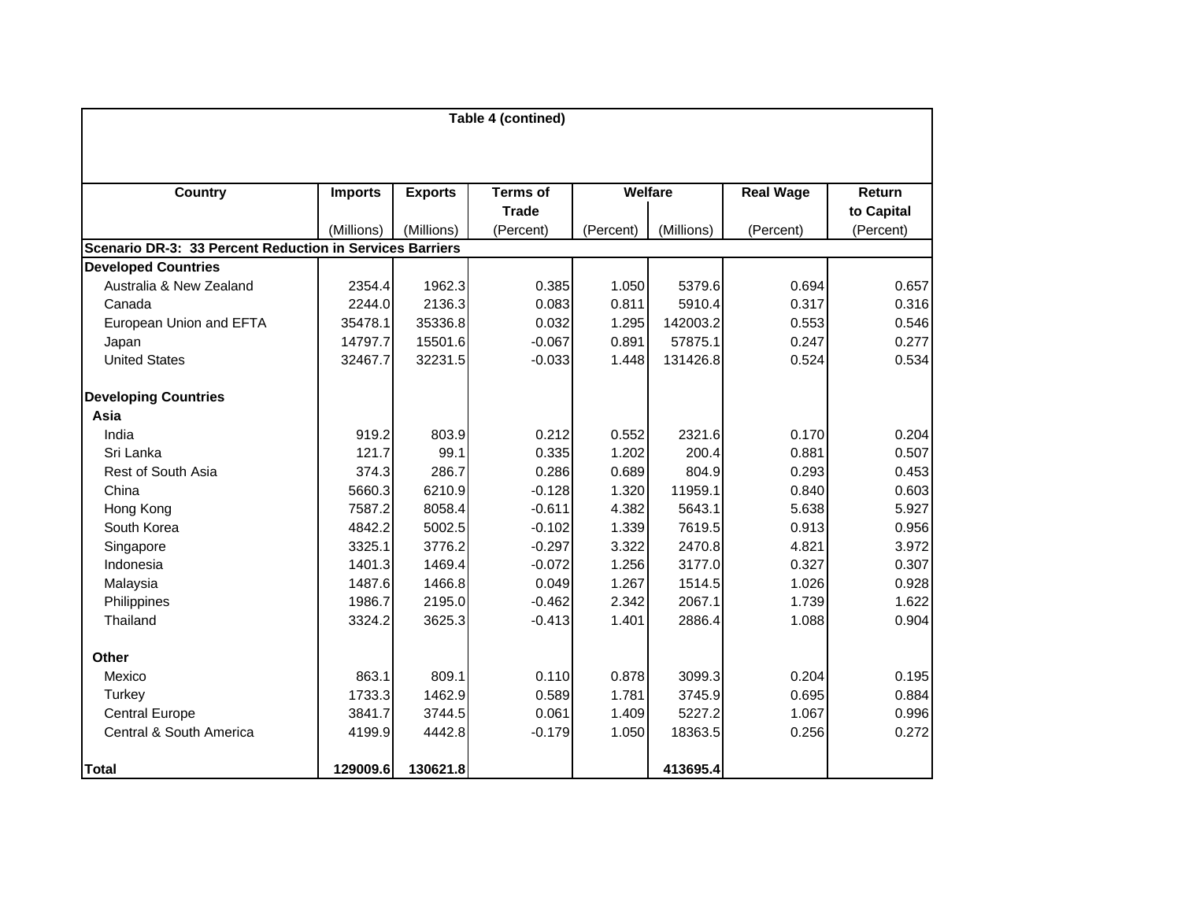**Table 4 (contined)**

| Country | Imports | Exports | Terms of Trade | Welfare | | Real Wage | Return to Capital |
|---|---|---|---|---|---|---|---|
| | (Millions) | (Millions) | (Percent) | (Percent) | (Millions) | (Percent) | (Percent) |
| **Scenario DR-3: 33 Percent Reduction in Services Barriers** | | | | | | | |
| **Developed Countries** | | | | | | | |
| Australia & New Zealand | 2354.4 | 1962.3 | 0.385 | 1.050 | 5379.6 | 0.694 | 0.657 |
| Canada | 2244.0 | 2136.3 | 0.083 | 0.811 | 5910.4 | 0.317 | 0.316 |
| European Union and EFTA | 35478.1 | 35336.8 | 0.032 | 1.295 | 142003.2 | 0.553 | 0.546 |
| Japan | 14797.7 | 15501.6 | -0.067 | 0.891 | 57875.1 | 0.247 | 0.277 |
| United States | 32467.7 | 32231.5 | -0.033 | 1.448 | 131426.8 | 0.524 | 0.534 |
| | | | | | | | |
| **Developing Countries** | | | | | | | |
| **Asia** | | | | | | | |
| India | 919.2 | 803.9 | 0.212 | 0.552 | 2321.6 | 0.170 | 0.204 |
| Sri Lanka | 121.7 | 99.1 | 0.335 | 1.202 | 200.4 | 0.881 | 0.507 |
| Rest of South Asia | 374.3 | 286.7 | 0.286 | 0.689 | 804.9 | 0.293 | 0.453 |
| China | 5660.3 | 6210.9 | -0.128 | 1.320 | 11959.1 | 0.840 | 0.603 |
| Hong Kong | 7587.2 | 8058.4 | -0.611 | 4.382 | 5643.1 | 5.638 | 5.927 |
| South Korea | 4842.2 | 5002.5 | -0.102 | 1.339 | 7619.5 | 0.913 | 0.956 |
| Singapore | 3325.1 | 3776.2 | -0.297 | 3.322 | 2470.8 | 4.821 | 3.972 |
| Indonesia | 1401.3 | 1469.4 | -0.072 | 1.256 | 3177.0 | 0.327 | 0.307 |
| Malaysia | 1487.6 | 1466.8 | 0.049 | 1.267 | 1514.5 | 1.026 | 0.928 |
| Philippines | 1986.7 | 2195.0 | -0.462 | 2.342 | 2067.1 | 1.739 | 1.622 |
| Thailand | 3324.2 | 3625.3 | -0.413 | 1.401 | 2886.4 | 1.088 | 0.904 |
| | | | | | | | |
| **Other** | | | | | | | |
| Mexico | 863.1 | 809.1 | 0.110 | 0.878 | 3099.3 | 0.204 | 0.195 |
| Turkey | 1733.3 | 1462.9 | 0.589 | 1.781 | 3745.9 | 0.695 | 0.884 |
| Central Europe | 3841.7 | 3744.5 | 0.061 | 1.409 | 5227.2 | 1.067 | 0.996 |
| Central & South America | 4199.9 | 4442.8 | -0.179 | 1.050 | 18363.5 | 0.256 | 0.272 |
| | | | | | | | |
| **Total** | **129009.6** | **130621.8** | | | **413695.4** | | |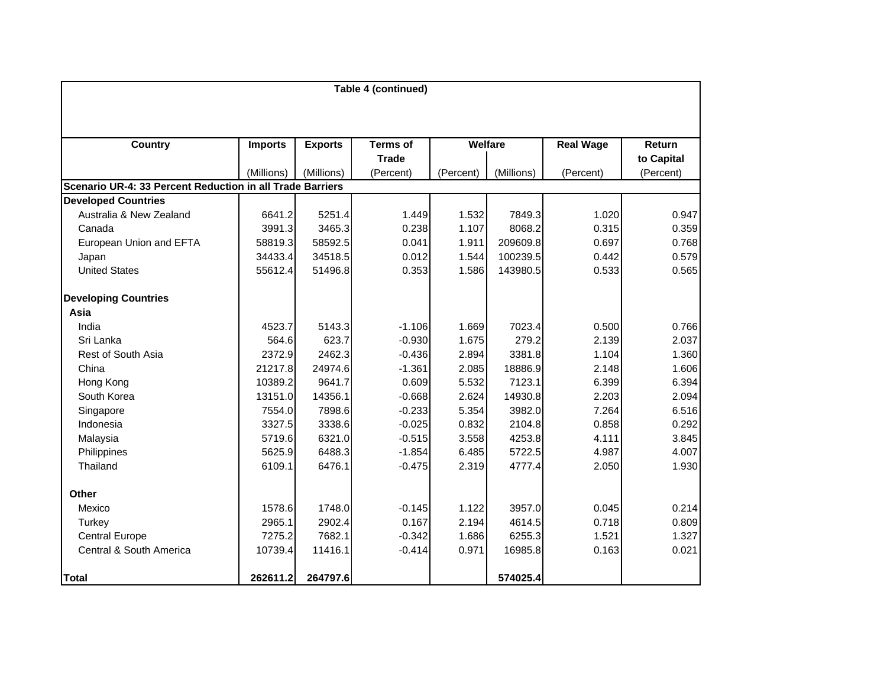**Table 4 (continued)**

| Country | Imports | Exports | Terms of Trade | Welfare | | Real Wage | Return to Capital |
|---|---|---|---|---|---|---|---|
| | (Millions) | (Millions) | (Percent) | (Percent) | (Millions) | (Percent) | (Percent) |
| **Scenario UR-4: 33 Percent Reduction in all Trade Barriers** | | | | | | | |
| **Developed Countries** | | | | | | | |
| Australia & New Zealand | 6641.2 | 5251.4 | 1.449 | 1.532 | 7849.3 | 1.020 | 0.947 |
| Canada | 3991.3 | 3465.3 | 0.238 | 1.107 | 8068.2 | 0.315 | 0.359 |
| European Union and EFTA | 58819.3 | 58592.5 | 0.041 | 1.911 | 209609.8 | 0.697 | 0.768 |
| Japan | 34433.4 | 34518.5 | 0.012 | 1.544 | 100239.5 | 0.442 | 0.579 |
| United States | 55612.4 | 51496.8 | 0.353 | 1.586 | 143980.5 | 0.533 | 0.565 |
| **Developing Countries** | | | | | | | |
| **Asia** | | | | | | | |
| India | 4523.7 | 5143.3 | -1.106 | 1.669 | 7023.4 | 0.500 | 0.766 |
| Sri Lanka | 564.6 | 623.7 | -0.930 | 1.675 | 279.2 | 2.139 | 2.037 |
| Rest of South Asia | 2372.9 | 2462.3 | -0.436 | 2.894 | 3381.8 | 1.104 | 1.360 |
| China | 21217.8 | 24974.6 | -1.361 | 2.085 | 18886.9 | 2.148 | 1.606 |
| Hong Kong | 10389.2 | 9641.7 | 0.609 | 5.532 | 7123.1 | 6.399 | 6.394 |
| South Korea | 13151.0 | 14356.1 | -0.668 | 2.624 | 14930.8 | 2.203 | 2.094 |
| Singapore | 7554.0 | 7898.6 | -0.233 | 5.354 | 3982.0 | 7.264 | 6.516 |
| Indonesia | 3327.5 | 3338.6 | -0.025 | 0.832 | 2104.8 | 0.858 | 0.292 |
| Malaysia | 5719.6 | 6321.0 | -0.515 | 3.558 | 4253.8 | 4.111 | 3.845 |
| Philippines | 5625.9 | 6488.3 | -1.854 | 6.485 | 5722.5 | 4.987 | 4.007 |
| Thailand | 6109.1 | 6476.1 | -0.475 | 2.319 | 4777.4 | 2.050 | 1.930 |
| **Other** | | | | | | | |
| Mexico | 1578.6 | 1748.0 | -0.145 | 1.122 | 3957.0 | 0.045 | 0.214 |
| Turkey | 2965.1 | 2902.4 | 0.167 | 2.194 | 4614.5 | 0.718 | 0.809 |
| Central Europe | 7275.2 | 7682.1 | -0.342 | 1.686 | 6255.3 | 1.521 | 1.327 |
| Central & South America | 10739.4 | 11416.1 | -0.414 | 0.971 | 16985.8 | 0.163 | 0.021 |
| **Total** | **262611.2** | **264797.6** | | | **574025.4** | | |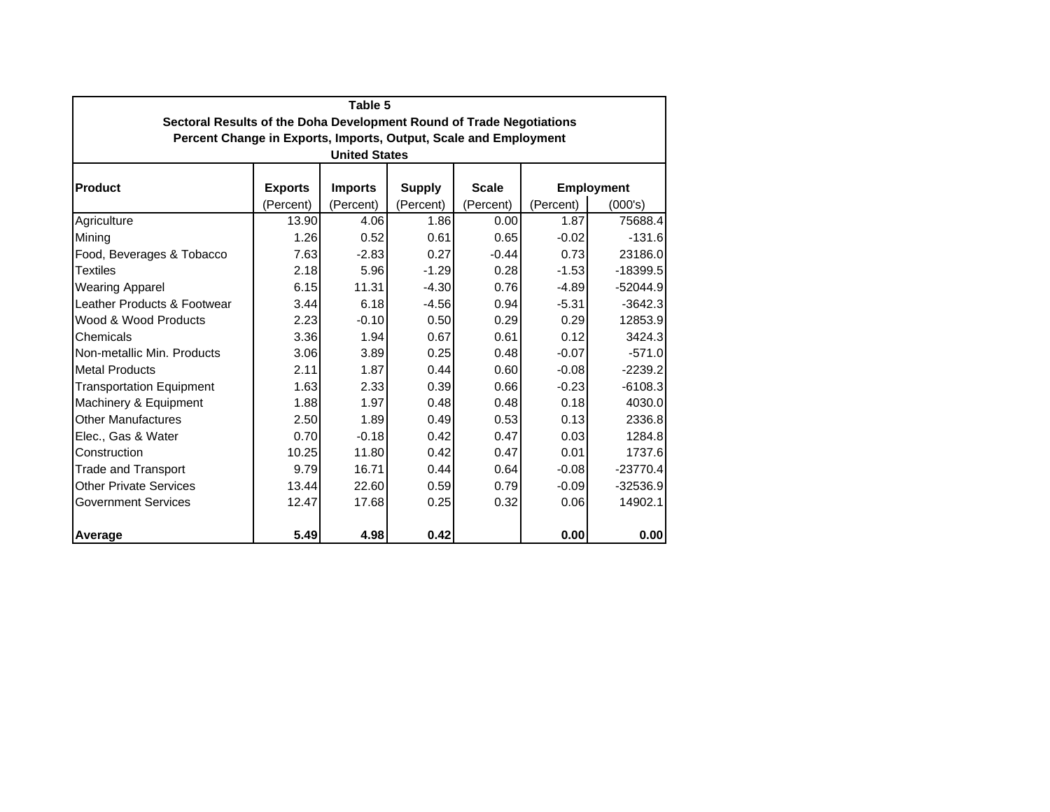**Table 5**
**Sectoral Results of the Doha Development Round of Trade Negotiations**
**Percent Change in Exports, Imports, Output, Scale and Employment**
**United States**

| **Product** | **Exports** | **Imports** | **Supply** | **Scale** | **Employment** | |
|---|---|---|---|---|---|---|
| | (Percent) | (Percent) | (Percent) | (Percent) | (Percent) | (000's) |
| Agriculture | 13.90 | 4.06 | 1.86 | 0.00 | 1.87 | 75688.4 |
| Mining | 1.26 | 0.52 | 0.61 | 0.65 | -0.02 | -131.6 |
| Food, Beverages & Tobacco | 7.63 | -2.83 | 0.27 | -0.44 | 0.73 | 23186.0 |
| Textiles | 2.18 | 5.96 | -1.29 | 0.28 | -1.53 | -18399.5 |
| Wearing Apparel | 6.15 | 11.31 | -4.30 | 0.76 | -4.89 | -52044.9 |
| Leather Products & Footwear | 3.44 | 6.18 | -4.56 | 0.94 | -5.31 | -3642.3 |
| Wood & Wood Products | 2.23 | -0.10 | 0.50 | 0.29 | 0.29 | 12853.9 |
| Chemicals | 3.36 | 1.94 | 0.67 | 0.61 | 0.12 | 3424.3 |
| Non-metallic Min. Products | 3.06 | 3.89 | 0.25 | 0.48 | -0.07 | -571.0 |
| Metal Products | 2.11 | 1.87 | 0.44 | 0.60 | -0.08 | -2239.2 |
| Transportation Equipment | 1.63 | 2.33 | 0.39 | 0.66 | -0.23 | -6108.3 |
| Machinery & Equipment | 1.88 | 1.97 | 0.48 | 0.48 | 0.18 | 4030.0 |
| Other Manufactures | 2.50 | 1.89 | 0.49 | 0.53 | 0.13 | 2336.8 |
| Elec., Gas & Water | 0.70 | -0.18 | 0.42 | 0.47 | 0.03 | 1284.8 |
| Construction | 10.25 | 11.80 | 0.42 | 0.47 | 0.01 | 1737.6 |
| Trade and Transport | 9.79 | 16.71 | 0.44 | 0.64 | -0.08 | -23770.4 |
| Other Private Services | 13.44 | 22.60 | 0.59 | 0.79 | -0.09 | -32536.9 |
| Government Services | 12.47 | 17.68 | 0.25 | 0.32 | 0.06 | 14902.1 |
| **Average** | **5.49** | **4.98** | **0.42** | | **0.00** | **0.00** |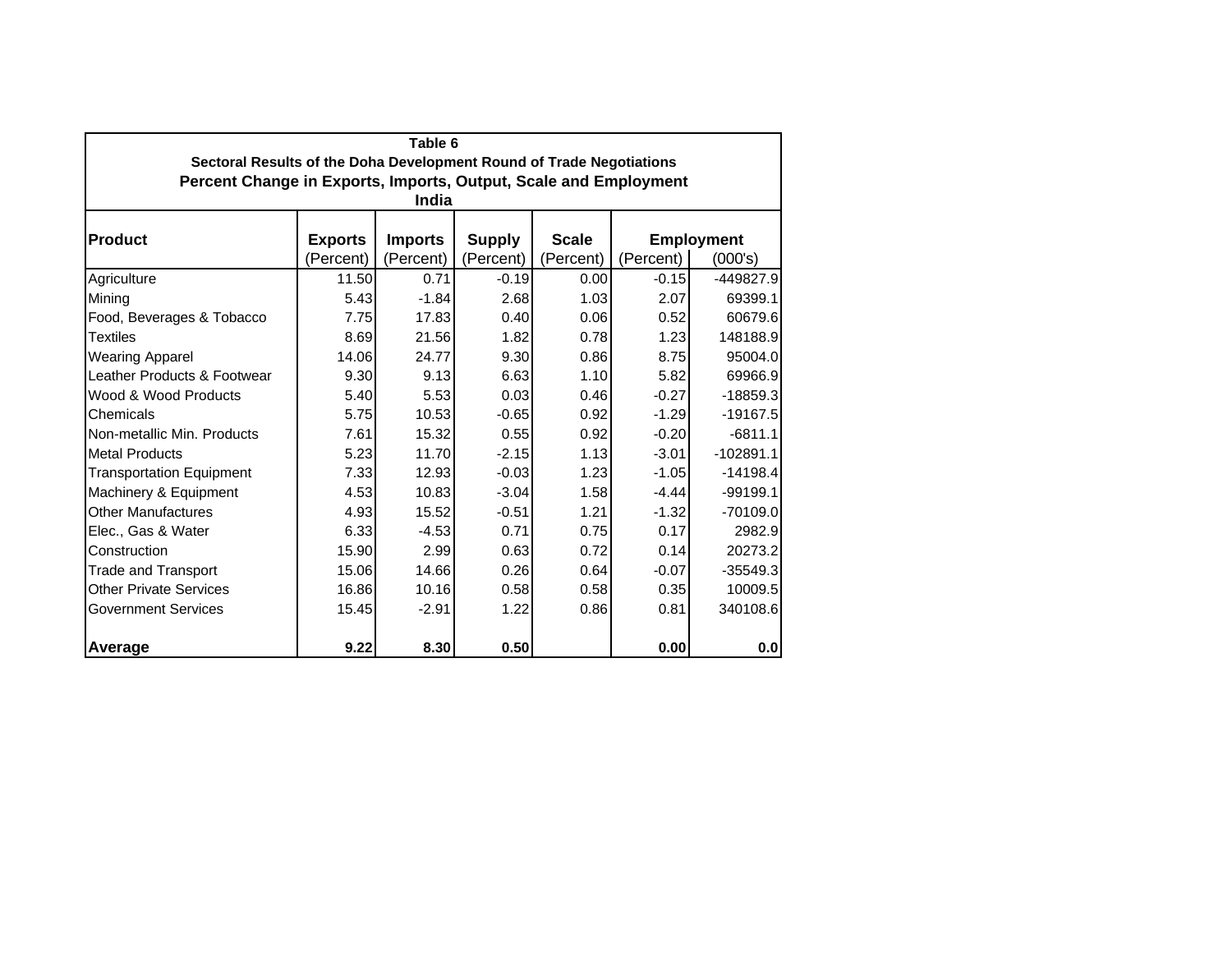**Table 6**
**Sectoral Results of the Doha Development Round of Trade Negotiations**
**Percent Change in Exports, Imports, Output, Scale and Employment**
**India**

| Product | Exports (Percent) | Imports (Percent) | Supply (Percent) | Scale (Percent) | Employment (Percent) | Employment (000's) |
|---|---|---|---|---|---|---|
| Agriculture | 11.50 | 0.71 | -0.19 | 0.00 | -0.15 | -449827.9 |
| Mining | 5.43 | -1.84 | 2.68 | 1.03 | 2.07 | 69399.1 |
| Food, Beverages & Tobacco | 7.75 | 17.83 | 0.40 | 0.06 | 0.52 | 60679.6 |
| Textiles | 8.69 | 21.56 | 1.82 | 0.78 | 1.23 | 148188.9 |
| Wearing Apparel | 14.06 | 24.77 | 9.30 | 0.86 | 8.75 | 95004.0 |
| Leather Products & Footwear | 9.30 | 9.13 | 6.63 | 1.10 | 5.82 | 69966.9 |
| Wood & Wood Products | 5.40 | 5.53 | 0.03 | 0.46 | -0.27 | -18859.3 |
| Chemicals | 5.75 | 10.53 | -0.65 | 0.92 | -1.29 | -19167.5 |
| Non-metallic Min. Products | 7.61 | 15.32 | 0.55 | 0.92 | -0.20 | -6811.1 |
| Metal Products | 5.23 | 11.70 | -2.15 | 1.13 | -3.01 | -102891.1 |
| Transportation Equipment | 7.33 | 12.93 | -0.03 | 1.23 | -1.05 | -14198.4 |
| Machinery & Equipment | 4.53 | 10.83 | -3.04 | 1.58 | -4.44 | -99199.1 |
| Other Manufactures | 4.93 | 15.52 | -0.51 | 1.21 | -1.32 | -70109.0 |
| Elec., Gas & Water | 6.33 | -4.53 | 0.71 | 0.75 | 0.17 | 2982.9 |
| Construction | 15.90 | 2.99 | 0.63 | 0.72 | 0.14 | 20273.2 |
| Trade and Transport | 15.06 | 14.66 | 0.26 | 0.64 | -0.07 | -35549.3 |
| Other Private Services | 16.86 | 10.16 | 0.58 | 0.58 | 0.35 | 10009.5 |
| Government Services | 15.45 | -2.91 | 1.22 | 0.86 | 0.81 | 340108.6 |
| **Average** | **9.22** | **8.30** | **0.50** | | **0.00** | **0.0** |